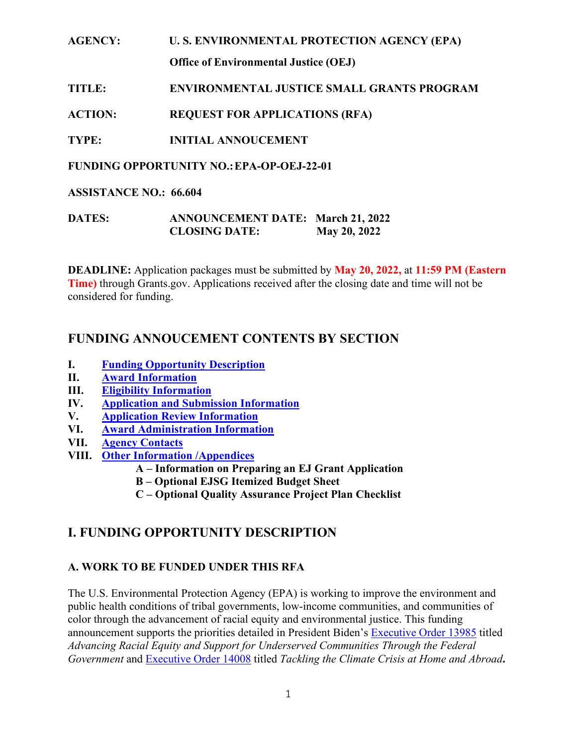**AGENCY:** **U. S. ENVIRONMENTAL PROTECTION AGENCY (EPA)**

**Office of Environmental Justice (OEJ)**

**TITLE:** **ENVIRONMENTAL JUSTICE SMALL GRANTS PROGRAM**

**ACTION:** **REQUEST FOR APPLICATIONS (RFA)**

**TYPE:** **INITIAL ANNOUCEMENT**

**FUNDING OPPORTUNITY NO.: EPA-OP-OEJ-22-01**

**ASSISTANCE NO.: 66.604**

**DATES:** **ANNOUNCEMENT DATE: March 21, 2022**
**CLOSING DATE: May 20, 2022**

**DEADLINE:** Application packages must be submitted by **May 20, 2022,** at **11:59 PM (Eastern Time)** through Grants.gov. Applications received after the closing date and time will not be considered for funding.

## FUNDING ANNOUCEMENT CONTENTS BY SECTION

- **I.** **Funding Opportunity Description**
- **II.** **Award Information**
- **III.** **Eligibility Information**
- **IV.** **Application and Submission Information**
- **V.** **Application Review Information**
- **VI.** **Award Administration Information**
- **VII.** **Agency Contacts**
- **VIII.** **Other Information /Appendices**
  - **A – Information on Preparing an EJ Grant Application**
  - **B – Optional EJSG Itemized Budget Sheet**
  - **C – Optional Quality Assurance Project Plan Checklist**

## I. FUNDING OPPORTUNITY DESCRIPTION

### A. WORK TO BE FUNDED UNDER THIS RFA

The U.S. Environmental Protection Agency (EPA) is working to improve the environment and public health conditions of tribal governments, low-income communities, and communities of color through the advancement of racial equity and environmental justice. This funding announcement supports the priorities detailed in President Biden's Executive Order 13985 titled *Advancing Racial Equity and Support for Underserved Communities Through the Federal Government* and Executive Order 14008 titled *Tackling the Climate Crisis at Home and Abroad***.**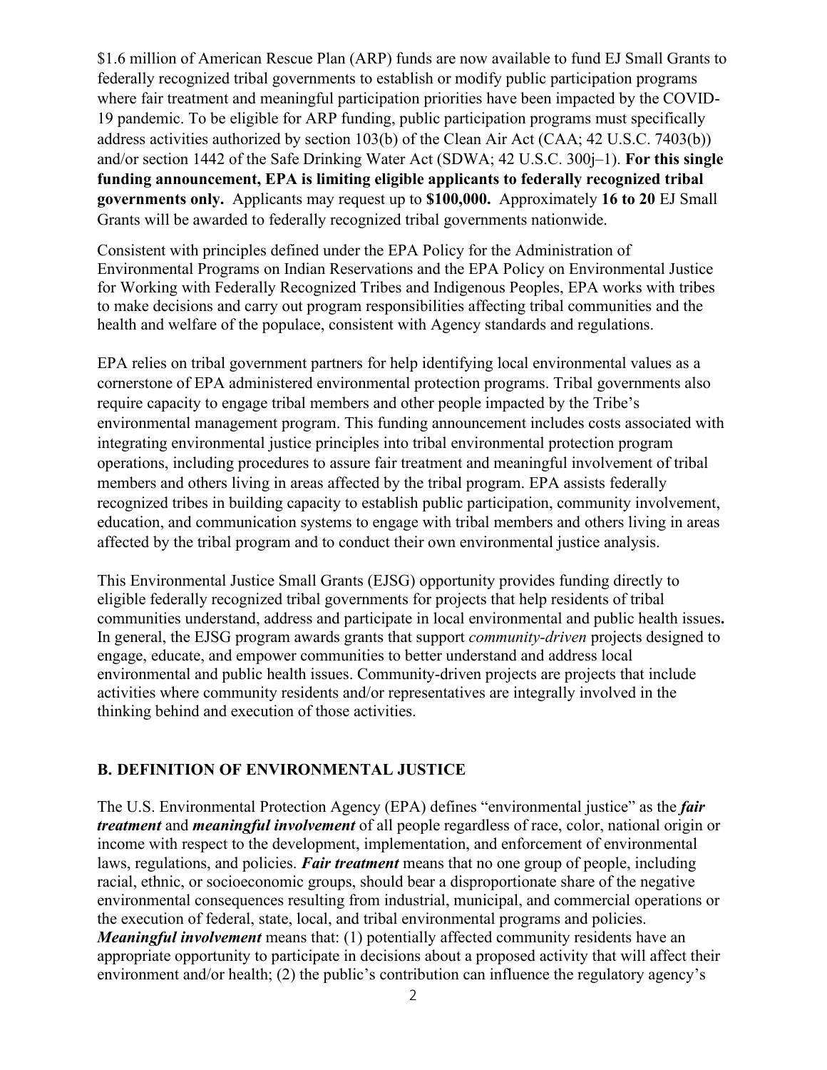$1.6 million of American Rescue Plan (ARP) funds are now available to fund EJ Small Grants to federally recognized tribal governments to establish or modify public participation programs where fair treatment and meaningful participation priorities have been impacted by the COVID-19 pandemic. To be eligible for ARP funding, public participation programs must specifically address activities authorized by section 103(b) of the Clean Air Act (CAA; 42 U.S.C. 7403(b)) and/or section 1442 of the Safe Drinking Water Act (SDWA; 42 U.S.C. 300j–1). **For this single funding announcement, EPA is limiting eligible applicants to federally recognized tribal governments only.** Applicants may request up to **$100,000.** Approximately **16 to 20** EJ Small Grants will be awarded to federally recognized tribal governments nationwide.

Consistent with principles defined under the EPA Policy for the Administration of Environmental Programs on Indian Reservations and the EPA Policy on Environmental Justice for Working with Federally Recognized Tribes and Indigenous Peoples, EPA works with tribes to make decisions and carry out program responsibilities affecting tribal communities and the health and welfare of the populace, consistent with Agency standards and regulations.

EPA relies on tribal government partners for help identifying local environmental values as a cornerstone of EPA administered environmental protection programs. Tribal governments also require capacity to engage tribal members and other people impacted by the Tribe's environmental management program. This funding announcement includes costs associated with integrating environmental justice principles into tribal environmental protection program operations, including procedures to assure fair treatment and meaningful involvement of tribal members and others living in areas affected by the tribal program. EPA assists federally recognized tribes in building capacity to establish public participation, community involvement, education, and communication systems to engage with tribal members and others living in areas affected by the tribal program and to conduct their own environmental justice analysis.

This Environmental Justice Small Grants (EJSG) opportunity provides funding directly to eligible federally recognized tribal governments for projects that help residents of tribal communities understand, address and participate in local environmental and public health issues**.** In general, the EJSG program awards grants that support *community-driven* projects designed to engage, educate, and empower communities to better understand and address local environmental and public health issues. Community-driven projects are projects that include activities where community residents and/or representatives are integrally involved in the thinking behind and execution of those activities.

## B. DEFINITION OF ENVIRONMENTAL JUSTICE

The U.S. Environmental Protection Agency (EPA) defines "environmental justice" as the ***fair treatment*** and ***meaningful involvement*** of all people regardless of race, color, national origin or income with respect to the development, implementation, and enforcement of environmental laws, regulations, and policies. ***Fair treatment*** means that no one group of people, including racial, ethnic, or socioeconomic groups, should bear a disproportionate share of the negative environmental consequences resulting from industrial, municipal, and commercial operations or the execution of federal, state, local, and tribal environmental programs and policies. ***Meaningful involvement*** means that: (1) potentially affected community residents have an appropriate opportunity to participate in decisions about a proposed activity that will affect their environment and/or health; (2) the public's contribution can influence the regulatory agency's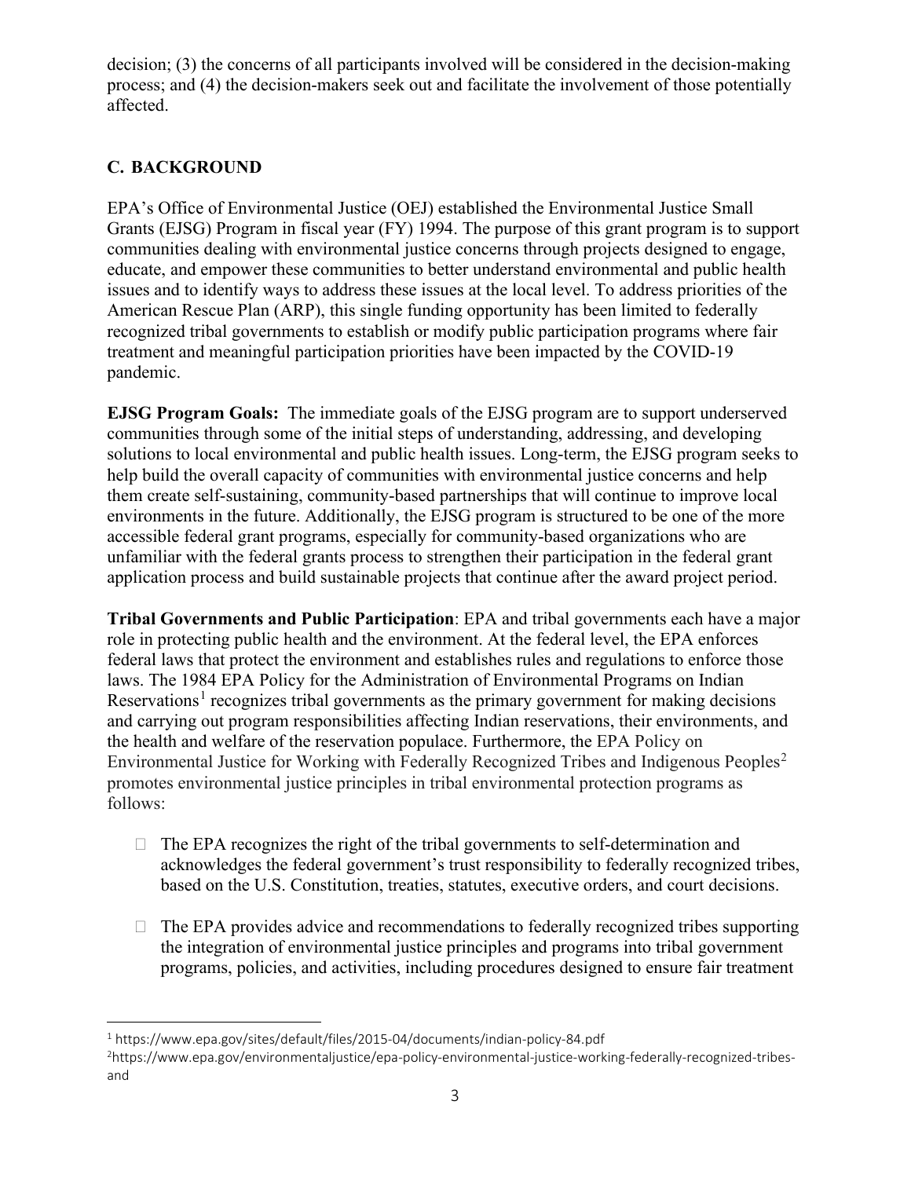decision; (3) the concerns of all participants involved will be considered in the decision-making process; and (4) the decision-makers seek out and facilitate the involvement of those potentially affected.

## C. BACKGROUND

EPA's Office of Environmental Justice (OEJ) established the Environmental Justice Small Grants (EJSG) Program in fiscal year (FY) 1994. The purpose of this grant program is to support communities dealing with environmental justice concerns through projects designed to engage, educate, and empower these communities to better understand environmental and public health issues and to identify ways to address these issues at the local level. To address priorities of the American Rescue Plan (ARP), this single funding opportunity has been limited to federally recognized tribal governments to establish or modify public participation programs where fair treatment and meaningful participation priorities have been impacted by the COVID-19 pandemic.

**EJSG Program Goals:** The immediate goals of the EJSG program are to support underserved communities through some of the initial steps of understanding, addressing, and developing solutions to local environmental and public health issues. Long-term, the EJSG program seeks to help build the overall capacity of communities with environmental justice concerns and help them create self-sustaining, community-based partnerships that will continue to improve local environments in the future. Additionally, the EJSG program is structured to be one of the more accessible federal grant programs, especially for community-based organizations who are unfamiliar with the federal grants process to strengthen their participation in the federal grant application process and build sustainable projects that continue after the award project period.

**Tribal Governments and Public Participation**: EPA and tribal governments each have a major role in protecting public health and the environment. At the federal level, the EPA enforces federal laws that protect the environment and establishes rules and regulations to enforce those laws. The 1984 EPA Policy for the Administration of Environmental Programs on Indian Reservations[1] recognizes tribal governments as the primary government for making decisions and carrying out program responsibilities affecting Indian reservations, their environments, and the health and welfare of the reservation populace. Furthermore, the EPA Policy on Environmental Justice for Working with Federally Recognized Tribes and Indigenous Peoples[2] promotes environmental justice principles in tribal environmental protection programs as follows:

- The EPA recognizes the right of the tribal governments to self-determination and acknowledges the federal government's trust responsibility to federally recognized tribes, based on the U.S. Constitution, treaties, statutes, executive orders, and court decisions.

- The EPA provides advice and recommendations to federally recognized tribes supporting the integration of environmental justice principles and programs into tribal government programs, policies, and activities, including procedures designed to ensure fair treatment

---

[1] https://www.epa.gov/sites/default/files/2015-04/documents/indian-policy-84.pdf

[2] https://www.epa.gov/environmentaljustice/epa-policy-environmental-justice-working-federally-recognized-tribes-and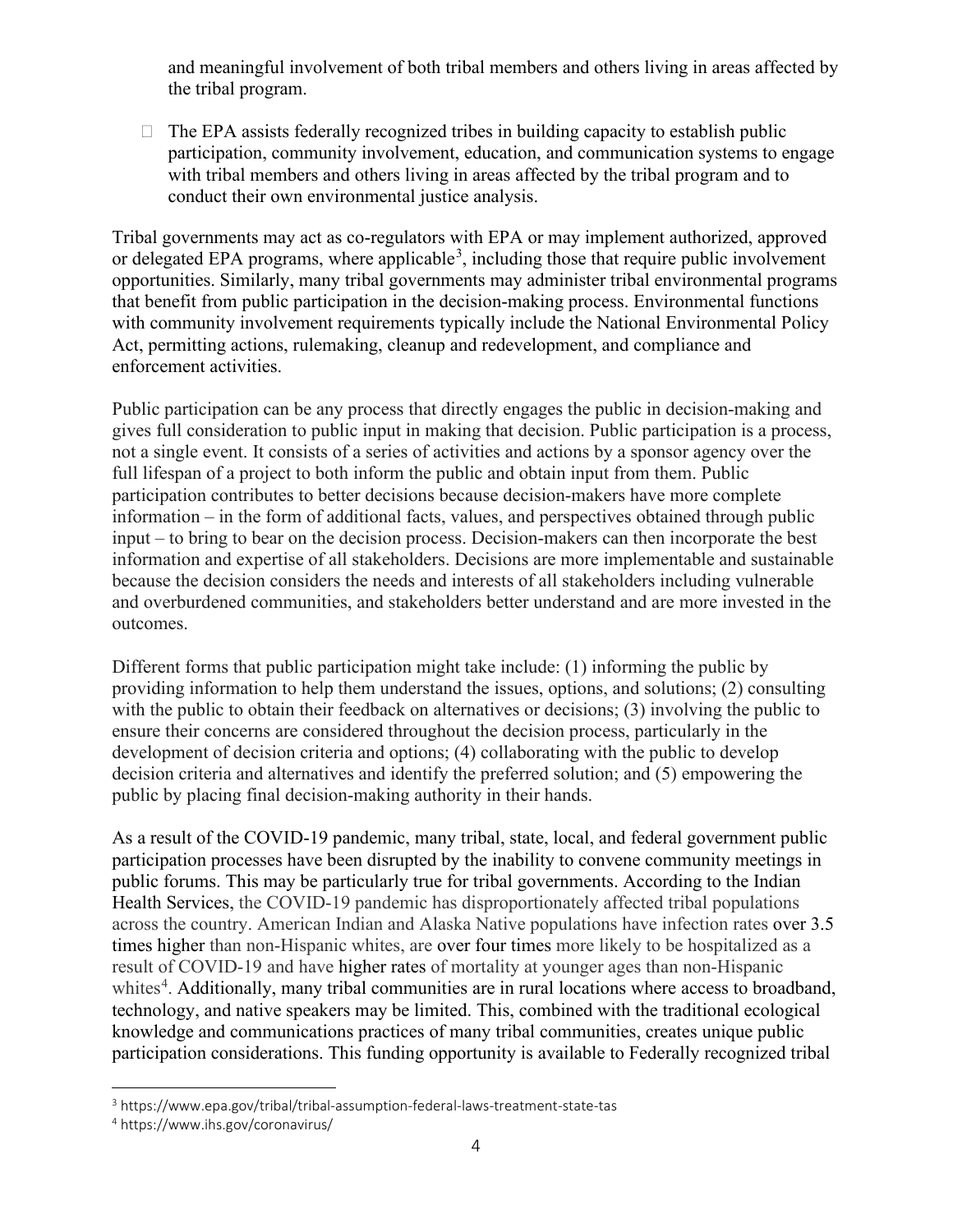and meaningful involvement of both tribal members and others living in areas affected by the tribal program.

- The EPA assists federally recognized tribes in building capacity to establish public participation, community involvement, education, and communication systems to engage with tribal members and others living in areas affected by the tribal program and to conduct their own environmental justice analysis.

Tribal governments may act as co-regulators with EPA or may implement authorized, approved or delegated EPA programs, where applicable[3], including those that require public involvement opportunities. Similarly, many tribal governments may administer tribal environmental programs that benefit from public participation in the decision-making process. Environmental functions with community involvement requirements typically include the National Environmental Policy Act, permitting actions, rulemaking, cleanup and redevelopment, and compliance and enforcement activities.

Public participation can be any process that directly engages the public in decision-making and gives full consideration to public input in making that decision. Public participation is a process, not a single event. It consists of a series of activities and actions by a sponsor agency over the full lifespan of a project to both inform the public and obtain input from them. Public participation contributes to better decisions because decision-makers have more complete information – in the form of additional facts, values, and perspectives obtained through public input – to bring to bear on the decision process. Decision-makers can then incorporate the best information and expertise of all stakeholders. Decisions are more implementable and sustainable because the decision considers the needs and interests of all stakeholders including vulnerable and overburdened communities, and stakeholders better understand and are more invested in the outcomes.

Different forms that public participation might take include: (1) informing the public by providing information to help them understand the issues, options, and solutions; (2) consulting with the public to obtain their feedback on alternatives or decisions; (3) involving the public to ensure their concerns are considered throughout the decision process, particularly in the development of decision criteria and options; (4) collaborating with the public to develop decision criteria and alternatives and identify the preferred solution; and (5) empowering the public by placing final decision-making authority in their hands.

As a result of the COVID-19 pandemic, many tribal, state, local, and federal government public participation processes have been disrupted by the inability to convene community meetings in public forums. This may be particularly true for tribal governments. According to the Indian Health Services, the COVID-19 pandemic has disproportionately affected tribal populations across the country. American Indian and Alaska Native populations have infection rates over 3.5 times higher than non-Hispanic whites, are over four times more likely to be hospitalized as a result of COVID-19 and have higher rates of mortality at younger ages than non-Hispanic whites[4]. Additionally, many tribal communities are in rural locations where access to broadband, technology, and native speakers may be limited. This, combined with the traditional ecological knowledge and communications practices of many tribal communities, creates unique public participation considerations. This funding opportunity is available to Federally recognized tribal

[3] https://www.epa.gov/tribal/tribal-assumption-federal-laws-treatment-state-tas

[4] https://www.ihs.gov/coronavirus/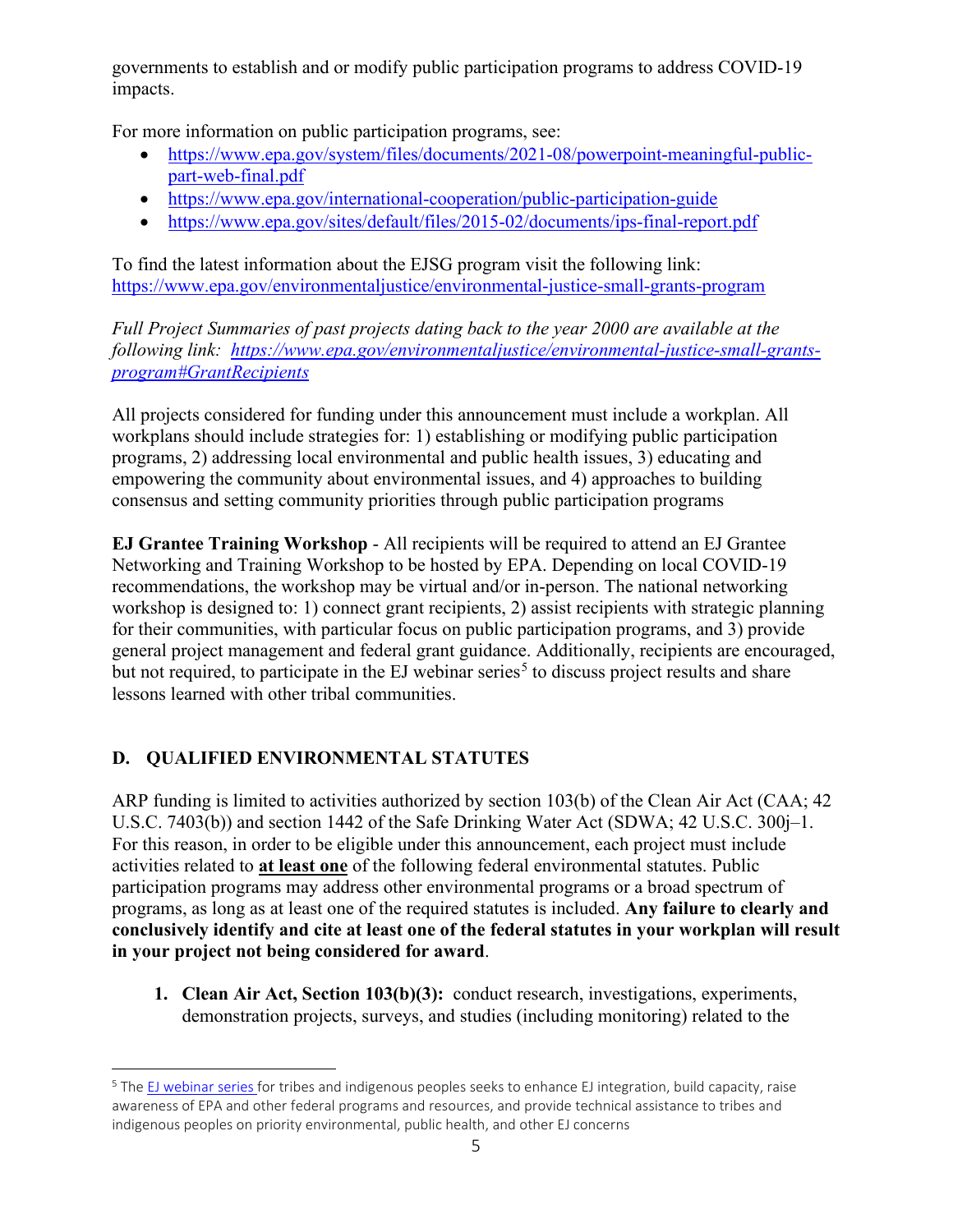governments to establish and or modify public participation programs to address COVID-19 impacts.

For more information on public participation programs, see:

- https://www.epa.gov/system/files/documents/2021-08/powerpoint-meaningful-public-part-web-final.pdf
- https://www.epa.gov/international-cooperation/public-participation-guide
- https://www.epa.gov/sites/default/files/2015-02/documents/ips-final-report.pdf

To find the latest information about the EJSG program visit the following link: https://www.epa.gov/environmentaljustice/environmental-justice-small-grants-program

*Full Project Summaries of past projects dating back to the year 2000 are available at the following link: https://www.epa.gov/environmentaljustice/environmental-justice-small-grants-program#GrantRecipients*

All projects considered for funding under this announcement must include a workplan. All workplans should include strategies for: 1) establishing or modifying public participation programs, 2) addressing local environmental and public health issues, 3) educating and empowering the community about environmental issues, and 4) approaches to building consensus and setting community priorities through public participation programs

**EJ Grantee Training Workshop** - All recipients will be required to attend an EJ Grantee Networking and Training Workshop to be hosted by EPA. Depending on local COVID-19 recommendations, the workshop may be virtual and/or in-person. The national networking workshop is designed to: 1) connect grant recipients, 2) assist recipients with strategic planning for their communities, with particular focus on public participation programs, and 3) provide general project management and federal grant guidance. Additionally, recipients are encouraged, but not required, to participate in the EJ webinar series[5] to discuss project results and share lessons learned with other tribal communities.

## D. QUALIFIED ENVIRONMENTAL STATUTES

ARP funding is limited to activities authorized by section 103(b) of the Clean Air Act (CAA; 42 U.S.C. 7403(b)) and section 1442 of the Safe Drinking Water Act (SDWA; 42 U.S.C. 300j–1. For this reason, in order to be eligible under this announcement, each project must include activities related to **at least one** of the following federal environmental statutes. Public participation programs may address other environmental programs or a broad spectrum of programs, as long as at least one of the required statutes is included. **Any failure to clearly and conclusively identify and cite at least one of the federal statutes in your workplan will result in your project not being considered for award**.

1. **Clean Air Act, Section 103(b)(3):** conduct research, investigations, experiments, demonstration projects, surveys, and studies (including monitoring) related to the

---

[5] The EJ webinar series for tribes and indigenous peoples seeks to enhance EJ integration, build capacity, raise awareness of EPA and other federal programs and resources, and provide technical assistance to tribes and indigenous peoples on priority environmental, public health, and other EJ concerns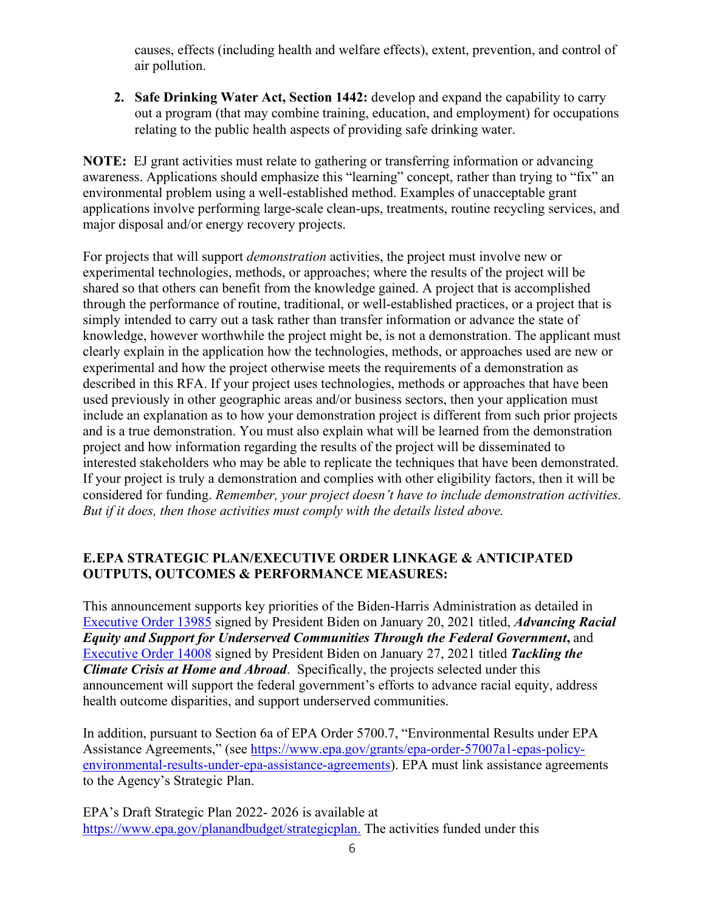causes, effects (including health and welfare effects), extent, prevention, and control of air pollution.

2. **Safe Drinking Water Act, Section 1442:** develop and expand the capability to carry out a program (that may combine training, education, and employment) for occupations relating to the public health aspects of providing safe drinking water.

**NOTE:** EJ grant activities must relate to gathering or transferring information or advancing awareness. Applications should emphasize this "learning" concept, rather than trying to "fix" an environmental problem using a well-established method. Examples of unacceptable grant applications involve performing large-scale clean-ups, treatments, routine recycling services, and major disposal and/or energy recovery projects.

For projects that will support *demonstration* activities, the project must involve new or experimental technologies, methods, or approaches; where the results of the project will be shared so that others can benefit from the knowledge gained. A project that is accomplished through the performance of routine, traditional, or well-established practices, or a project that is simply intended to carry out a task rather than transfer information or advance the state of knowledge, however worthwhile the project might be, is not a demonstration. The applicant must clearly explain in the application how the technologies, methods, or approaches used are new or experimental and how the project otherwise meets the requirements of a demonstration as described in this RFA. If your project uses technologies, methods or approaches that have been used previously in other geographic areas and/or business sectors, then your application must include an explanation as to how your demonstration project is different from such prior projects and is a true demonstration. You must also explain what will be learned from the demonstration project and how information regarding the results of the project will be disseminated to interested stakeholders who may be able to replicate the techniques that have been demonstrated. If your project is truly a demonstration and complies with other eligibility factors, then it will be considered for funding. *Remember, your project doesn't have to include demonstration activities. But if it does, then those activities must comply with the details listed above.*

## E. EPA STRATEGIC PLAN/EXECUTIVE ORDER LINKAGE & ANTICIPATED OUTPUTS, OUTCOMES & PERFORMANCE MEASURES:

This announcement supports key priorities of the Biden-Harris Administration as detailed in Executive Order 13985 signed by President Biden on January 20, 2021 titled, ***Advancing Racial Equity and Support for Underserved Communities Through the Federal Government*****,** and Executive Order 14008 signed by President Biden on January 27, 2021 titled ***Tackling the Climate Crisis at Home and Abroad***. Specifically, the projects selected under this announcement will support the federal government's efforts to advance racial equity, address health outcome disparities, and support underserved communities.

In addition, pursuant to Section 6a of EPA Order 5700.7, "Environmental Results under EPA Assistance Agreements," (see https://www.epa.gov/grants/epa-order-57007a1-epas-policy-environmental-results-under-epa-assistance-agreements). EPA must link assistance agreements to the Agency's Strategic Plan.

EPA's Draft Strategic Plan 2022- 2026 is available at https://www.epa.gov/planandbudget/strategicplan. The activities funded under this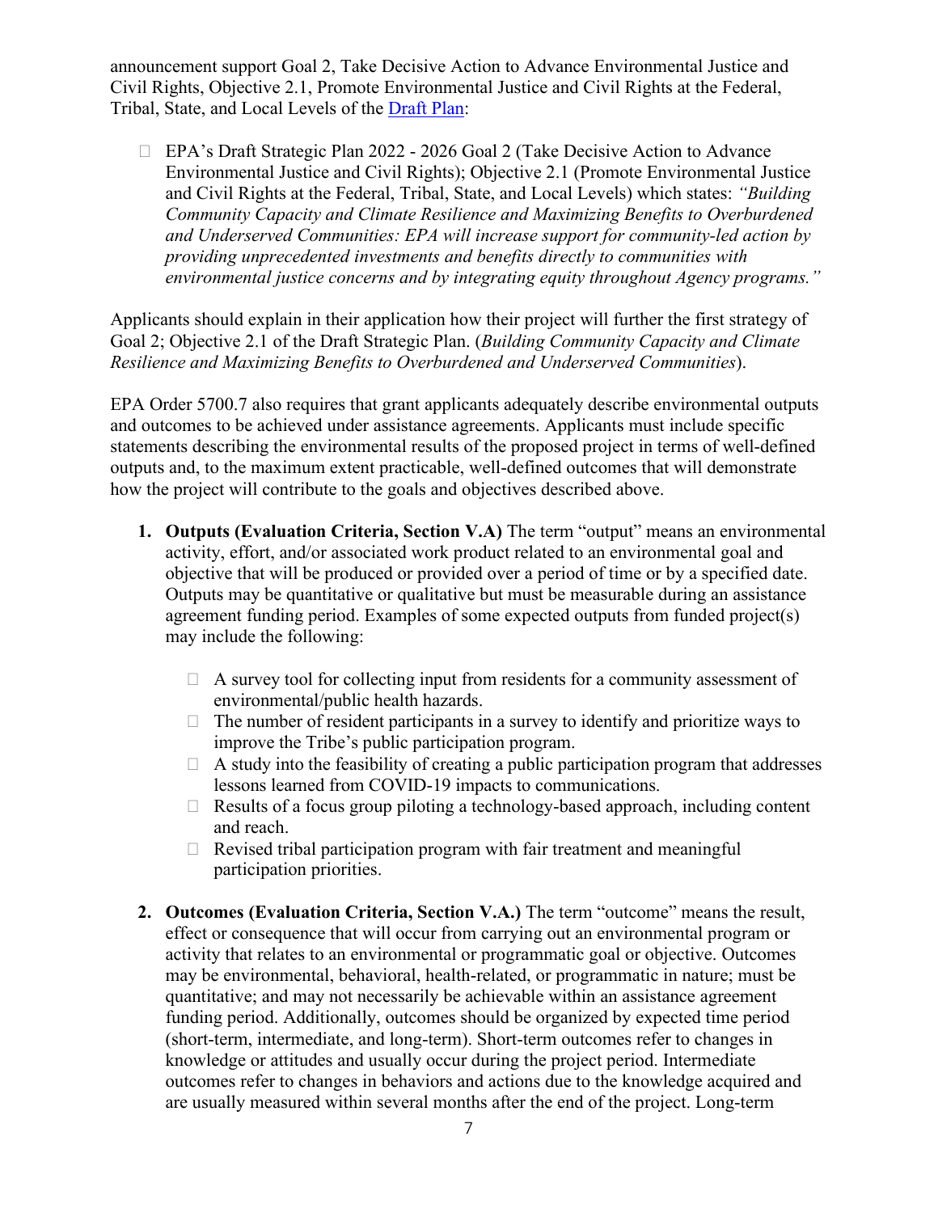announcement support Goal 2, Take Decisive Action to Advance Environmental Justice and Civil Rights, Objective 2.1, Promote Environmental Justice and Civil Rights at the Federal, Tribal, State, and Local Levels of the [Draft Plan](#):

- EPA's Draft Strategic Plan 2022 - 2026 Goal 2 (Take Decisive Action to Advance Environmental Justice and Civil Rights); Objective 2.1 (Promote Environmental Justice and Civil Rights at the Federal, Tribal, State, and Local Levels) which states: *"Building Community Capacity and Climate Resilience and Maximizing Benefits to Overburdened and Underserved Communities: EPA will increase support for community-led action by providing unprecedented investments and benefits directly to communities with environmental justice concerns and by integrating equity throughout Agency programs."*

Applicants should explain in their application how their project will further the first strategy of Goal 2; Objective 2.1 of the Draft Strategic Plan. (*Building Community Capacity and Climate Resilience and Maximizing Benefits to Overburdened and Underserved Communities*).

EPA Order 5700.7 also requires that grant applicants adequately describe environmental outputs and outcomes to be achieved under assistance agreements. Applicants must include specific statements describing the environmental results of the proposed project in terms of well-defined outputs and, to the maximum extent practicable, well-defined outcomes that will demonstrate how the project will contribute to the goals and objectives described above.

1. **Outputs (Evaluation Criteria, Section V.A)** The term "output" means an environmental activity, effort, and/or associated work product related to an environmental goal and objective that will be produced or provided over a period of time or by a specified date. Outputs may be quantitative or qualitative but must be measurable during an assistance agreement funding period. Examples of some expected outputs from funded project(s) may include the following:

   - A survey tool for collecting input from residents for a community assessment of environmental/public health hazards.
   - The number of resident participants in a survey to identify and prioritize ways to improve the Tribe's public participation program.
   - A study into the feasibility of creating a public participation program that addresses lessons learned from COVID-19 impacts to communications.
   - Results of a focus group piloting a technology-based approach, including content and reach.
   - Revised tribal participation program with fair treatment and meaningful participation priorities.

2. **Outcomes (Evaluation Criteria, Section V.A.)** The term "outcome" means the result, effect or consequence that will occur from carrying out an environmental program or activity that relates to an environmental or programmatic goal or objective. Outcomes may be environmental, behavioral, health-related, or programmatic in nature; must be quantitative; and may not necessarily be achievable within an assistance agreement funding period. Additionally, outcomes should be organized by expected time period (short-term, intermediate, and long-term). Short-term outcomes refer to changes in knowledge or attitudes and usually occur during the project period. Intermediate outcomes refer to changes in behaviors and actions due to the knowledge acquired and are usually measured within several months after the end of the project. Long-term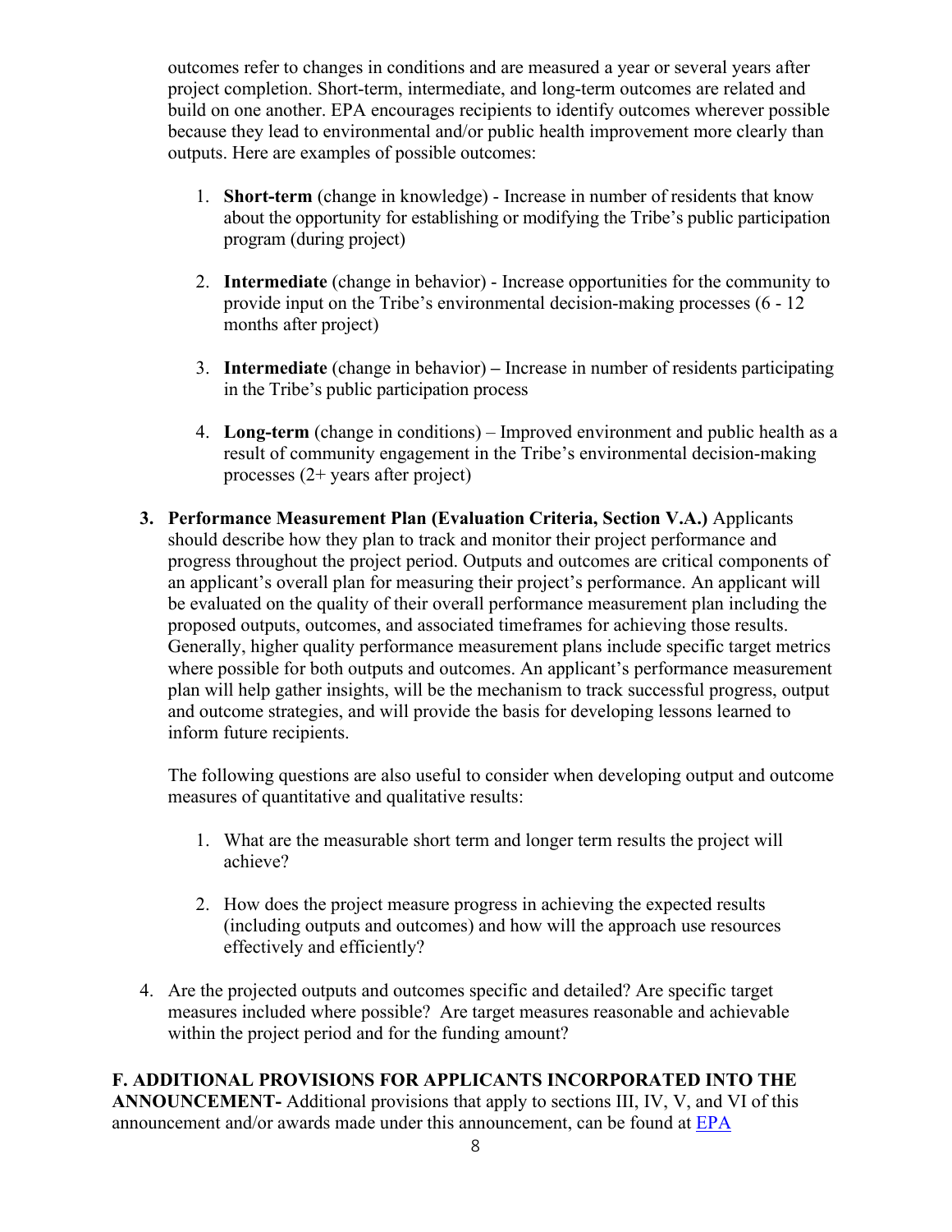outcomes refer to changes in conditions and are measured a year or several years after project completion. Short-term, intermediate, and long-term outcomes are related and build on one another. EPA encourages recipients to identify outcomes wherever possible because they lead to environmental and/or public health improvement more clearly than outputs. Here are examples of possible outcomes:

1. **Short-term** (change in knowledge) - Increase in number of residents that know about the opportunity for establishing or modifying the Tribe's public participation program (during project)

2. **Intermediate** (change in behavior) - Increase opportunities for the community to provide input on the Tribe's environmental decision-making processes (6 - 12 months after project)

3. **Intermediate** (change in behavior) **–** Increase in number of residents participating in the Tribe's public participation process

4. **Long-term** (change in conditions) – Improved environment and public health as a result of community engagement in the Tribe's environmental decision-making processes (2+ years after project)

**3. Performance Measurement Plan (Evaluation Criteria, Section V.A.)** Applicants should describe how they plan to track and monitor their project performance and progress throughout the project period. Outputs and outcomes are critical components of an applicant's overall plan for measuring their project's performance. An applicant will be evaluated on the quality of their overall performance measurement plan including the proposed outputs, outcomes, and associated timeframes for achieving those results. Generally, higher quality performance measurement plans include specific target metrics where possible for both outputs and outcomes. An applicant's performance measurement plan will help gather insights, will be the mechanism to track successful progress, output and outcome strategies, and will provide the basis for developing lessons learned to inform future recipients.

The following questions are also useful to consider when developing output and outcome measures of quantitative and qualitative results:

1. What are the measurable short term and longer term results the project will achieve?

2. How does the project measure progress in achieving the expected results (including outputs and outcomes) and how will the approach use resources effectively and efficiently?

4. Are the projected outputs and outcomes specific and detailed? Are specific target measures included where possible? Are target measures reasonable and achievable within the project period and for the funding amount?

**F. ADDITIONAL PROVISIONS FOR APPLICANTS INCORPORATED INTO THE ANNOUNCEMENT-** Additional provisions that apply to sections III, IV, V, and VI of this announcement and/or awards made under this announcement, can be found at EPA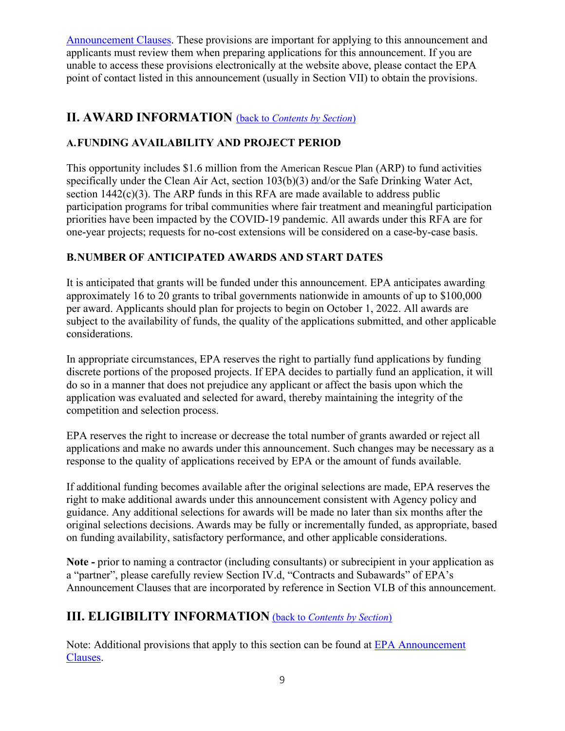Announcement Clauses. These provisions are important for applying to this announcement and applicants must review them when preparing applications for this announcement. If you are unable to access these provisions electronically at the website above, please contact the EPA point of contact listed in this announcement (usually in Section VII) to obtain the provisions.

## II. AWARD INFORMATION (back to *Contents by Section*)

### A. FUNDING AVAILABILITY AND PROJECT PERIOD

This opportunity includes $1.6 million from the American Rescue Plan (ARP) to fund activities specifically under the Clean Air Act, section 103(b)(3) and/or the Safe Drinking Water Act, section 1442(c)(3). The ARP funds in this RFA are made available to address public participation programs for tribal communities where fair treatment and meaningful participation priorities have been impacted by the COVID-19 pandemic. All awards under this RFA are for one-year projects; requests for no-cost extensions will be considered on a case-by-case basis.

### B. NUMBER OF ANTICIPATED AWARDS AND START DATES

It is anticipated that grants will be funded under this announcement. EPA anticipates awarding approximately 16 to 20 grants to tribal governments nationwide in amounts of up to $100,000 per award. Applicants should plan for projects to begin on October 1, 2022. All awards are subject to the availability of funds, the quality of the applications submitted, and other applicable considerations.

In appropriate circumstances, EPA reserves the right to partially fund applications by funding discrete portions of the proposed projects. If EPA decides to partially fund an application, it will do so in a manner that does not prejudice any applicant or affect the basis upon which the application was evaluated and selected for award, thereby maintaining the integrity of the competition and selection process.

EPA reserves the right to increase or decrease the total number of grants awarded or reject all applications and make no awards under this announcement. Such changes may be necessary as a response to the quality of applications received by EPA or the amount of funds available.

If additional funding becomes available after the original selections are made, EPA reserves the right to make additional awards under this announcement consistent with Agency policy and guidance. Any additional selections for awards will be made no later than six months after the original selections decisions. Awards may be fully or incrementally funded, as appropriate, based on funding availability, satisfactory performance, and other applicable considerations.

**Note -** prior to naming a contractor (including consultants) or subrecipient in your application as a "partner", please carefully review Section IV.d, "Contracts and Subawards" of EPA's Announcement Clauses that are incorporated by reference in Section VI.B of this announcement.

## III. ELIGIBILITY INFORMATION (back to *Contents by Section*)

Note: Additional provisions that apply to this section can be found at EPA Announcement Clauses.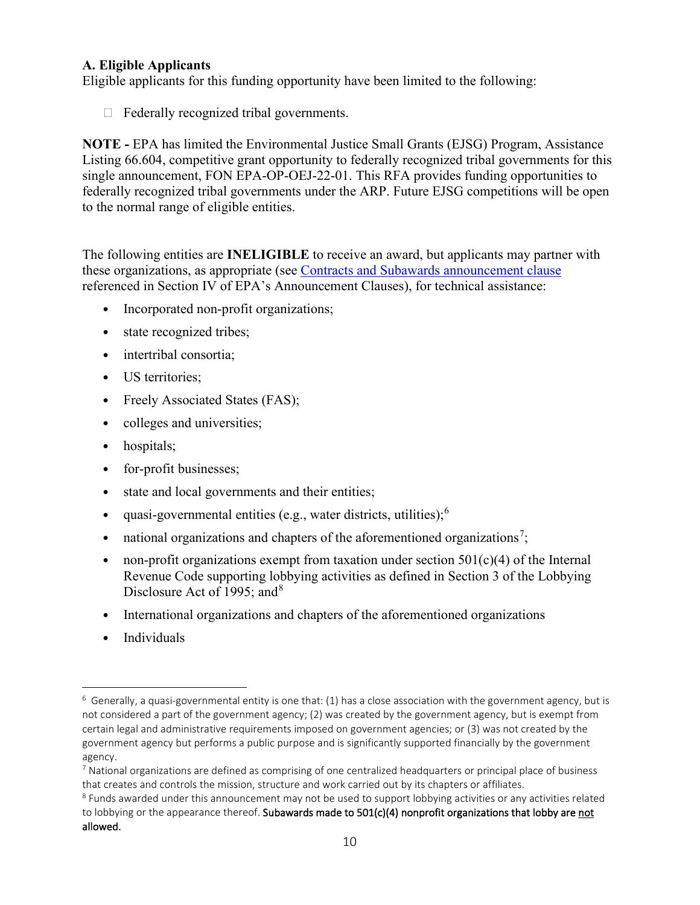**A. Eligible Applicants**

Eligible applicants for this funding opportunity have been limited to the following:

- Federally recognized tribal governments.

**NOTE -** EPA has limited the Environmental Justice Small Grants (EJSG) Program, Assistance Listing 66.604, competitive grant opportunity to federally recognized tribal governments for this single announcement, FON EPA-OP-OEJ-22-01. This RFA provides funding opportunities to federally recognized tribal governments under the ARP. Future EJSG competitions will be open to the normal range of eligible entities.

The following entities are **INELIGIBLE** to receive an award, but applicants may partner with these organizations, as appropriate (see Contracts and Subawards announcement clause referenced in Section IV of EPA's Announcement Clauses), for technical assistance:

- Incorporated non-profit organizations;
- state recognized tribes;
- intertribal consortia;
- US territories;
- Freely Associated States (FAS);
- colleges and universities;
- hospitals;
- for-profit businesses;
- state and local governments and their entities;
- quasi-governmental entities (e.g., water districts, utilities);[6]
- national organizations and chapters of the aforementioned organizations[7];
- non-profit organizations exempt from taxation under section 501(c)(4) of the Internal Revenue Code supporting lobbying activities as defined in Section 3 of the Lobbying Disclosure Act of 1995; and[8]
- International organizations and chapters of the aforementioned organizations
- Individuals

---

[6] Generally, a quasi-governmental entity is one that: (1) has a close association with the government agency, but is not considered a part of the government agency; (2) was created by the government agency, but is exempt from certain legal and administrative requirements imposed on government agencies; or (3) was not created by the government agency but performs a public purpose and is significantly supported financially by the government agency.

[7] National organizations are defined as comprising of one centralized headquarters or principal place of business that creates and controls the mission, structure and work carried out by its chapters or affiliates.

[8] Funds awarded under this announcement may not be used to support lobbying activities or any activities related to lobbying or the appearance thereof. **Subawards made to 501(c)(4) nonprofit organizations that lobby are not allowed.**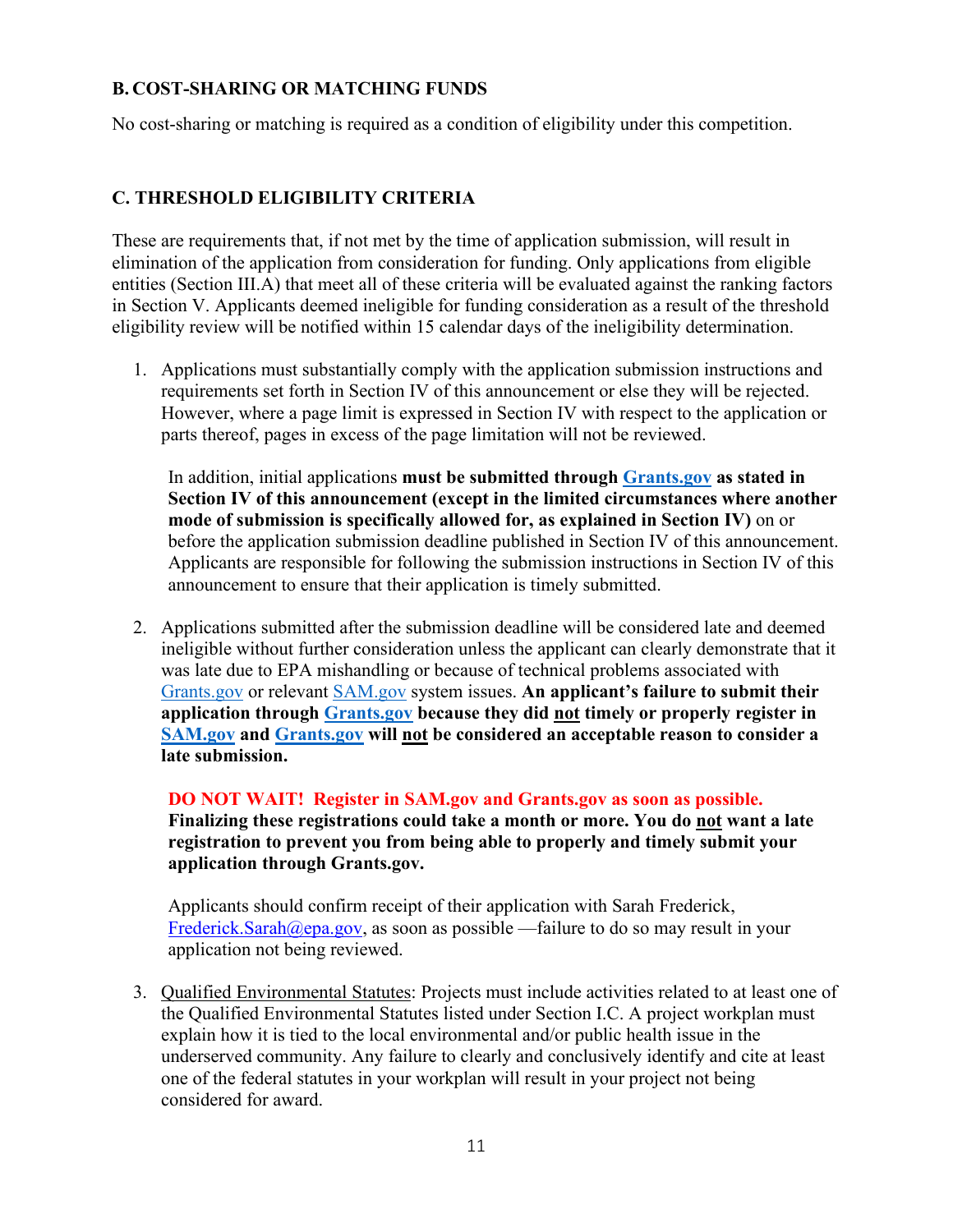## B. COST-SHARING OR MATCHING FUNDS

No cost-sharing or matching is required as a condition of eligibility under this competition.

## C. THRESHOLD ELIGIBILITY CRITERIA

These are requirements that, if not met by the time of application submission, will result in elimination of the application from consideration for funding. Only applications from eligible entities (Section III.A) that meet all of these criteria will be evaluated against the ranking factors in Section V. Applicants deemed ineligible for funding consideration as a result of the threshold eligibility review will be notified within 15 calendar days of the ineligibility determination.

1. Applications must substantially comply with the application submission instructions and requirements set forth in Section IV of this announcement or else they will be rejected. However, where a page limit is expressed in Section IV with respect to the application or parts thereof, pages in excess of the page limitation will not be reviewed.

   In addition, initial applications **must be submitted through Grants.gov as stated in Section IV of this announcement (except in the limited circumstances where another mode of submission is specifically allowed for, as explained in Section IV)** on or before the application submission deadline published in Section IV of this announcement. Applicants are responsible for following the submission instructions in Section IV of this announcement to ensure that their application is timely submitted.

2. Applications submitted after the submission deadline will be considered late and deemed ineligible without further consideration unless the applicant can clearly demonstrate that it was late due to EPA mishandling or because of technical problems associated with Grants.gov or relevant SAM.gov system issues. **An applicant's failure to submit their application through Grants.gov because they did not timely or properly register in SAM.gov and Grants.gov will not be considered an acceptable reason to consider a late submission.**

   **DO NOT WAIT! Register in SAM.gov and Grants.gov as soon as possible. Finalizing these registrations could take a month or more. You do not want a late registration to prevent you from being able to properly and timely submit your application through Grants.gov.**

   Applicants should confirm receipt of their application with Sarah Frederick, Frederick.Sarah@epa.gov, as soon as possible —failure to do so may result in your application not being reviewed.

3. Qualified Environmental Statutes: Projects must include activities related to at least one of the Qualified Environmental Statutes listed under Section I.C. A project workplan must explain how it is tied to the local environmental and/or public health issue in the underserved community. Any failure to clearly and conclusively identify and cite at least one of the federal statutes in your workplan will result in your project not being considered for award.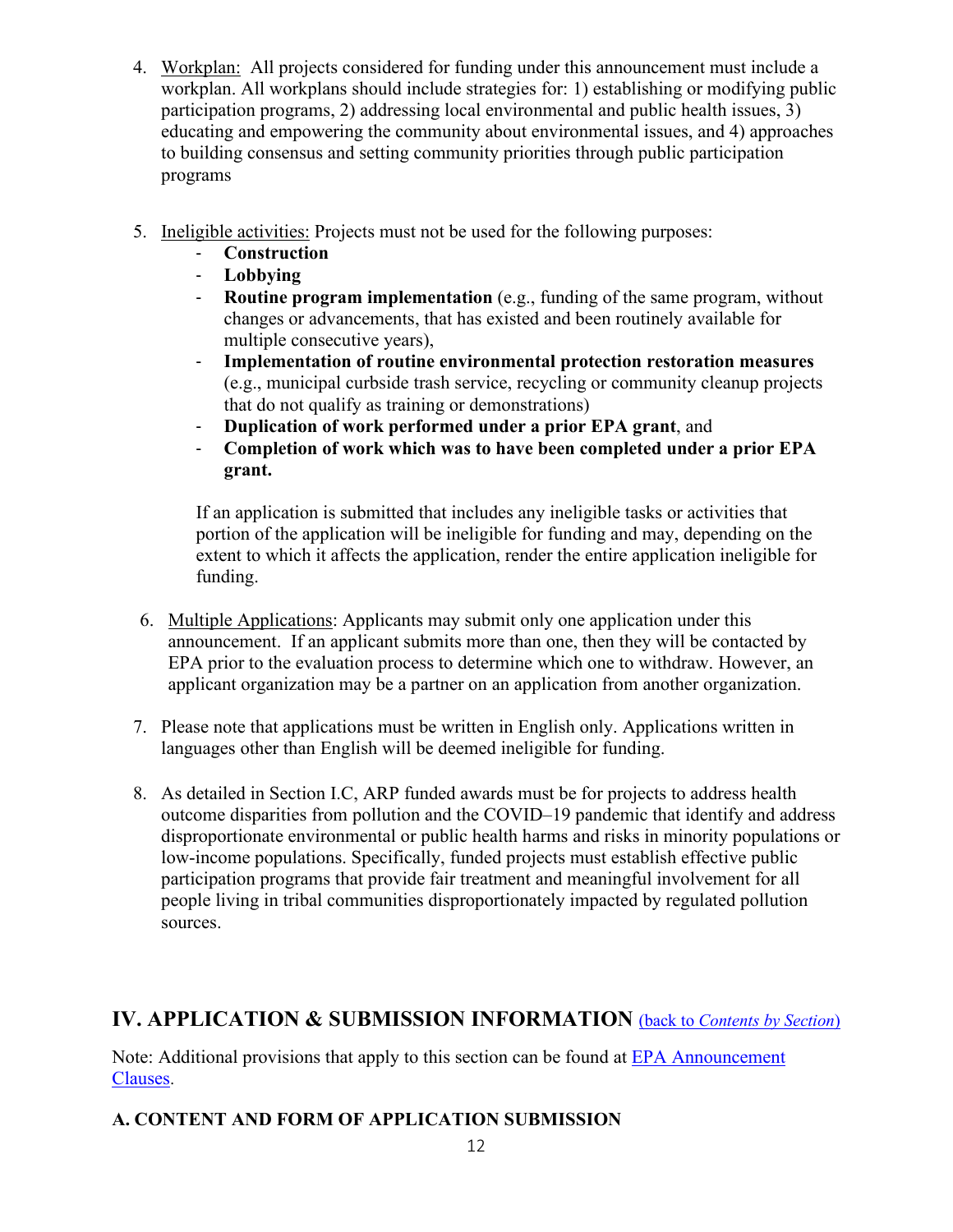4. Workplan: All projects considered for funding under this announcement must include a workplan. All workplans should include strategies for: 1) establishing or modifying public participation programs, 2) addressing local environmental and public health issues, 3) educating and empowering the community about environmental issues, and 4) approaches to building consensus and setting community priorities through public participation programs

5. Ineligible activities: Projects must not be used for the following purposes:
   - **Construction**
   - **Lobbying**
   - **Routine program implementation** (e.g., funding of the same program, without changes or advancements, that has existed and been routinely available for multiple consecutive years),
   - **Implementation of routine environmental protection restoration measures** (e.g., municipal curbside trash service, recycling or community cleanup projects that do not qualify as training or demonstrations)
   - **Duplication of work performed under a prior EPA grant**, and
   - **Completion of work which was to have been completed under a prior EPA grant.**

   If an application is submitted that includes any ineligible tasks or activities that portion of the application will be ineligible for funding and may, depending on the extent to which it affects the application, render the entire application ineligible for funding.

6. Multiple Applications: Applicants may submit only one application under this announcement. If an applicant submits more than one, then they will be contacted by EPA prior to the evaluation process to determine which one to withdraw. However, an applicant organization may be a partner on an application from another organization.

7. Please note that applications must be written in English only. Applications written in languages other than English will be deemed ineligible for funding.

8. As detailed in Section I.C, ARP funded awards must be for projects to address health outcome disparities from pollution and the COVID–19 pandemic that identify and address disproportionate environmental or public health harms and risks in minority populations or low-income populations. Specifically, funded projects must establish effective public participation programs that provide fair treatment and meaningful involvement for all people living in tribal communities disproportionately impacted by regulated pollution sources.

## IV. APPLICATION & SUBMISSION INFORMATION (back to *Contents by Section*)

Note: Additional provisions that apply to this section can be found at EPA Announcement Clauses.

### A. CONTENT AND FORM OF APPLICATION SUBMISSION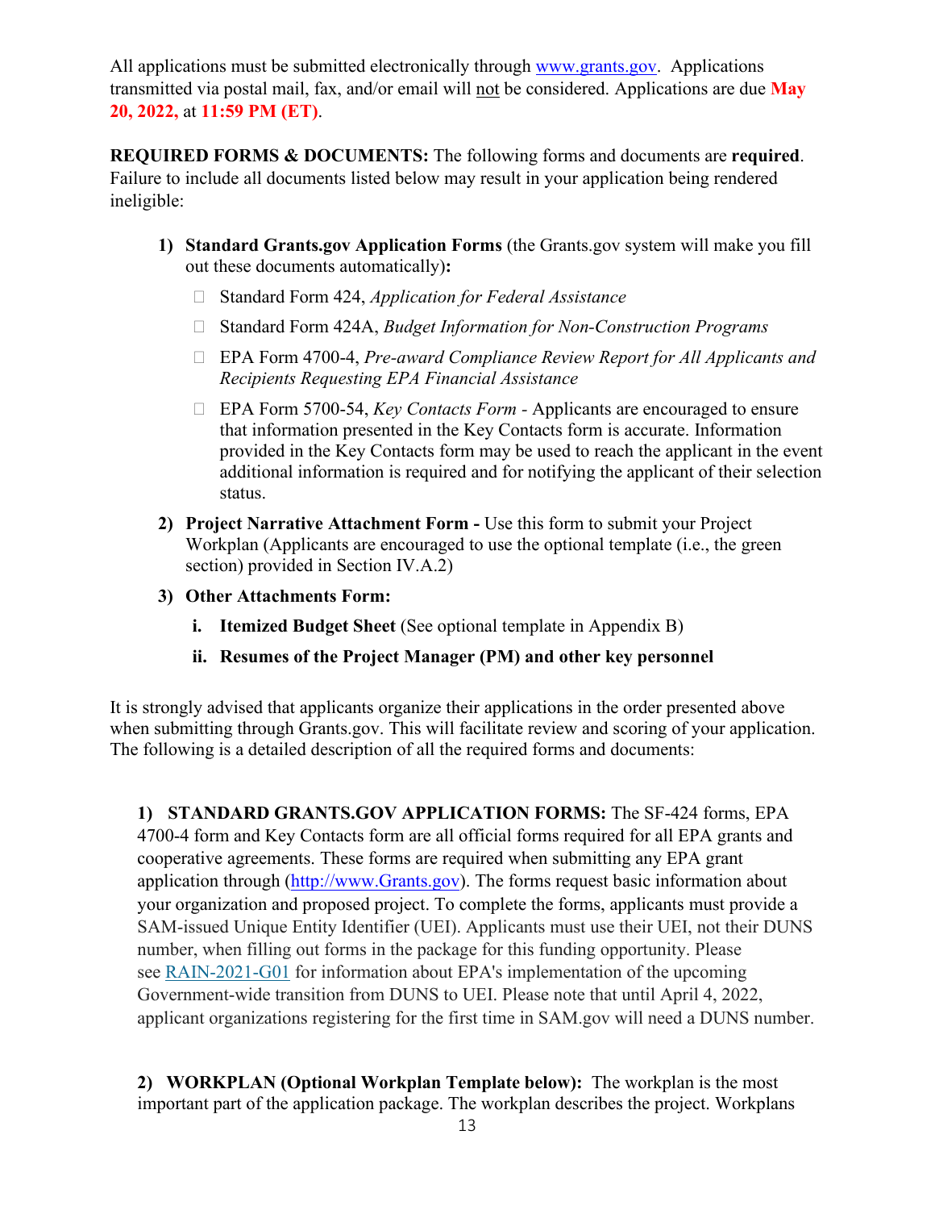All applications must be submitted electronically through www.grants.gov. Applications transmitted via postal mail, fax, and/or email will not be considered. Applications are due **May 20, 2022,** at **11:59 PM (ET)**.

**REQUIRED FORMS & DOCUMENTS:** The following forms and documents are **required**. Failure to include all documents listed below may result in your application being rendered ineligible:

1) **Standard Grants.gov Application Forms** (the Grants.gov system will make you fill out these documents automatically)**:**
   - Standard Form 424, *Application for Federal Assistance*
   - Standard Form 424A, *Budget Information for Non-Construction Programs*
   - EPA Form 4700-4, *Pre-award Compliance Review Report for All Applicants and Recipients Requesting EPA Financial Assistance*
   - EPA Form 5700-54, *Key Contacts Form -* Applicants are encouraged to ensure that information presented in the Key Contacts form is accurate. Information provided in the Key Contacts form may be used to reach the applicant in the event additional information is required and for notifying the applicant of their selection status.
2) **Project Narrative Attachment Form -** Use this form to submit your Project Workplan (Applicants are encouraged to use the optional template (i.e., the green section) provided in Section IV.A.2)
3) **Other Attachments Form:**
   1. **Itemized Budget Sheet** (See optional template in Appendix B)
   2. **Resumes of the Project Manager (PM) and other key personnel**

It is strongly advised that applicants organize their applications in the order presented above when submitting through Grants.gov. This will facilitate review and scoring of your application. The following is a detailed description of all the required forms and documents:

**1) STANDARD GRANTS.GOV APPLICATION FORMS:** The SF-424 forms, EPA 4700-4 form and Key Contacts form are all official forms required for all EPA grants and cooperative agreements. These forms are required when submitting any EPA grant application through (http://www.Grants.gov). The forms request basic information about your organization and proposed project. To complete the forms, applicants must provide a SAM-issued Unique Entity Identifier (UEI). Applicants must use their UEI, not their DUNS number, when filling out forms in the package for this funding opportunity. Please see RAIN-2021-G01 for information about EPA's implementation of the upcoming Government-wide transition from DUNS to UEI. Please note that until April 4, 2022, applicant organizations registering for the first time in SAM.gov will need a DUNS number.

**2) WORKPLAN (Optional Workplan Template below):** The workplan is the most important part of the application package. The workplan describes the project. Workplans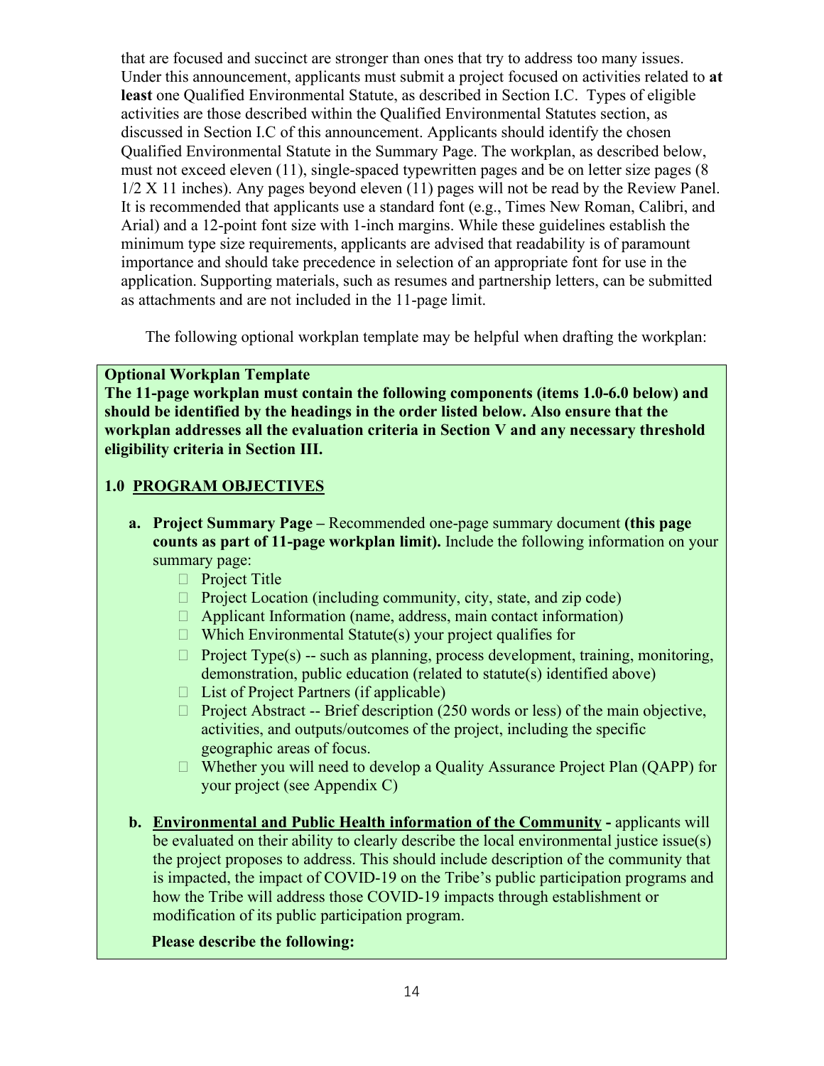that are focused and succinct are stronger than ones that try to address too many issues. Under this announcement, applicants must submit a project focused on activities related to **at least** one Qualified Environmental Statute, as described in Section I.C. Types of eligible activities are those described within the Qualified Environmental Statutes section, as discussed in Section I.C of this announcement. Applicants should identify the chosen Qualified Environmental Statute in the Summary Page. The workplan, as described below, must not exceed eleven (11), single-spaced typewritten pages and be on letter size pages (8 1/2 X 11 inches). Any pages beyond eleven (11) pages will not be read by the Review Panel. It is recommended that applicants use a standard font (e.g., Times New Roman, Calibri, and Arial) and a 12-point font size with 1-inch margins. While these guidelines establish the minimum type size requirements, applicants are advised that readability is of paramount importance and should take precedence in selection of an appropriate font for use in the application. Supporting materials, such as resumes and partnership letters, can be submitted as attachments and are not included in the 11-page limit.

The following optional workplan template may be helpful when drafting the workplan:

**Optional Workplan Template**

**The 11-page workplan must contain the following components (items 1.0-6.0 below) and should be identified by the headings in the order listed below. Also ensure that the workplan addresses all the evaluation criteria in Section V and any necessary threshold eligibility criteria in Section III.**

**1.0 PROGRAM OBJECTIVES**

a. **Project Summary Page –** Recommended one-page summary document **(this page counts as part of 11-page workplan limit).** Include the following information on your summary page:
   - Project Title
   - Project Location (including community, city, state, and zip code)
   - Applicant Information (name, address, main contact information)
   - Which Environmental Statute(s) your project qualifies for
   - Project Type(s) -- such as planning, process development, training, monitoring, demonstration, public education (related to statute(s) identified above)
   - List of Project Partners (if applicable)
   - Project Abstract -- Brief description (250 words or less) of the main objective, activities, and outputs/outcomes of the project, including the specific geographic areas of focus.
   - Whether you will need to develop a Quality Assurance Project Plan (QAPP) for your project (see Appendix C)

b. **Environmental and Public Health information of the Community -** applicants will be evaluated on their ability to clearly describe the local environmental justice issue(s) the project proposes to address. This should include description of the community that is impacted, the impact of COVID-19 on the Tribe's public participation programs and how the Tribe will address those COVID-19 impacts through establishment or modification of its public participation program.

   **Please describe the following:**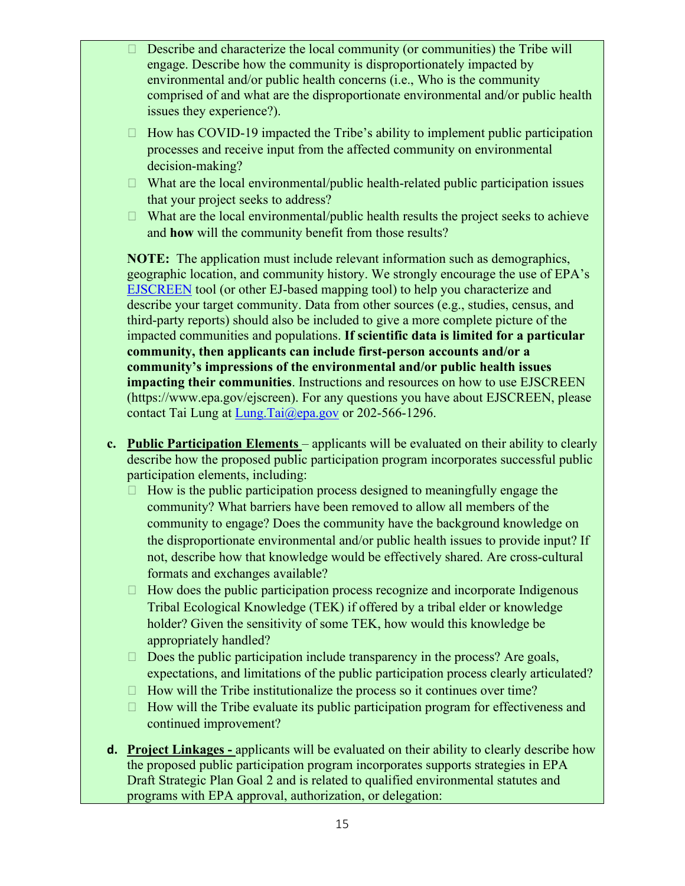- Describe and characterize the local community (or communities) the Tribe will engage. Describe how the community is disproportionately impacted by environmental and/or public health concerns (i.e., Who is the community comprised of and what are the disproportionate environmental and/or public health issues they experience?).
- How has COVID-19 impacted the Tribe's ability to implement public participation processes and receive input from the affected community on environmental decision-making?
- What are the local environmental/public health-related public participation issues that your project seeks to address?
- What are the local environmental/public health results the project seeks to achieve and **how** will the community benefit from those results?

**NOTE:** The application must include relevant information such as demographics, geographic location, and community history. We strongly encourage the use of EPA's EJSCREEN tool (or other EJ-based mapping tool) to help you characterize and describe your target community. Data from other sources (e.g., studies, census, and third-party reports) should also be included to give a more complete picture of the impacted communities and populations. **If scientific data is limited for a particular community, then applicants can include first-person accounts and/or a community's impressions of the environmental and/or public health issues impacting their communities**. Instructions and resources on how to use EJSCREEN (https://www.epa.gov/ejscreen). For any questions you have about EJSCREEN, please contact Tai Lung at Lung.Tai@epa.gov or 202-566-1296.

**c. Public Participation Elements** – applicants will be evaluated on their ability to clearly describe how the proposed public participation program incorporates successful public participation elements, including:

- How is the public participation process designed to meaningfully engage the community? What barriers have been removed to allow all members of the community to engage? Does the community have the background knowledge on the disproportionate environmental and/or public health issues to provide input? If not, describe how that knowledge would be effectively shared. Are cross-cultural formats and exchanges available?
- How does the public participation process recognize and incorporate Indigenous Tribal Ecological Knowledge (TEK) if offered by a tribal elder or knowledge holder? Given the sensitivity of some TEK, how would this knowledge be appropriately handled?
- Does the public participation include transparency in the process? Are goals, expectations, and limitations of the public participation process clearly articulated?
- How will the Tribe institutionalize the process so it continues over time?
- How will the Tribe evaluate its public participation program for effectiveness and continued improvement?

**d. Project Linkages -** applicants will be evaluated on their ability to clearly describe how the proposed public participation program incorporates supports strategies in EPA Draft Strategic Plan Goal 2 and is related to qualified environmental statutes and programs with EPA approval, authorization, or delegation: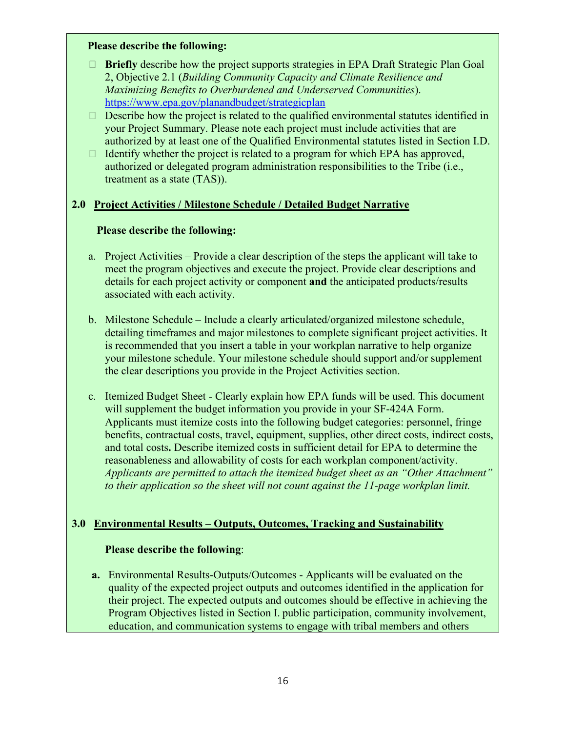**Please describe the following:**

- **Briefly** describe how the project supports strategies in EPA Draft Strategic Plan Goal 2, Objective 2.1 (*Building Community Capacity and Climate Resilience and Maximizing Benefits to Overburdened and Underserved Communities*). https://www.epa.gov/planandbudget/strategicplan
- Describe how the project is related to the qualified environmental statutes identified in your Project Summary. Please note each project must include activities that are authorized by at least one of the Qualified Environmental statutes listed in Section I.D.
- Identify whether the project is related to a program for which EPA has approved, authorized or delegated program administration responsibilities to the Tribe (i.e., treatment as a state (TAS)).

## 2.0 Project Activities / Milestone Schedule / Detailed Budget Narrative

**Please describe the following:**

a. Project Activities – Provide a clear description of the steps the applicant will take to meet the program objectives and execute the project. Provide clear descriptions and details for each project activity or component **and** the anticipated products/results associated with each activity.

b. Milestone Schedule – Include a clearly articulated/organized milestone schedule, detailing timeframes and major milestones to complete significant project activities. It is recommended that you insert a table in your workplan narrative to help organize your milestone schedule. Your milestone schedule should support and/or supplement the clear descriptions you provide in the Project Activities section.

c. Itemized Budget Sheet - Clearly explain how EPA funds will be used. This document will supplement the budget information you provide in your SF-424A Form. Applicants must itemize costs into the following budget categories: personnel, fringe benefits, contractual costs, travel, equipment, supplies, other direct costs, indirect costs, and total costs**.** Describe itemized costs in sufficient detail for EPA to determine the reasonableness and allowability of costs for each workplan component/activity. *Applicants are permitted to attach the itemized budget sheet as an "Other Attachment" to their application so the sheet will not count against the 11-page workplan limit.*

## 3.0 Environmental Results – Outputs, Outcomes, Tracking and Sustainability

**Please describe the following**:

**a.** Environmental Results-Outputs/Outcomes - Applicants will be evaluated on the quality of the expected project outputs and outcomes identified in the application for their project. The expected outputs and outcomes should be effective in achieving the Program Objectives listed in Section I. public participation, community involvement, education, and communication systems to engage with tribal members and others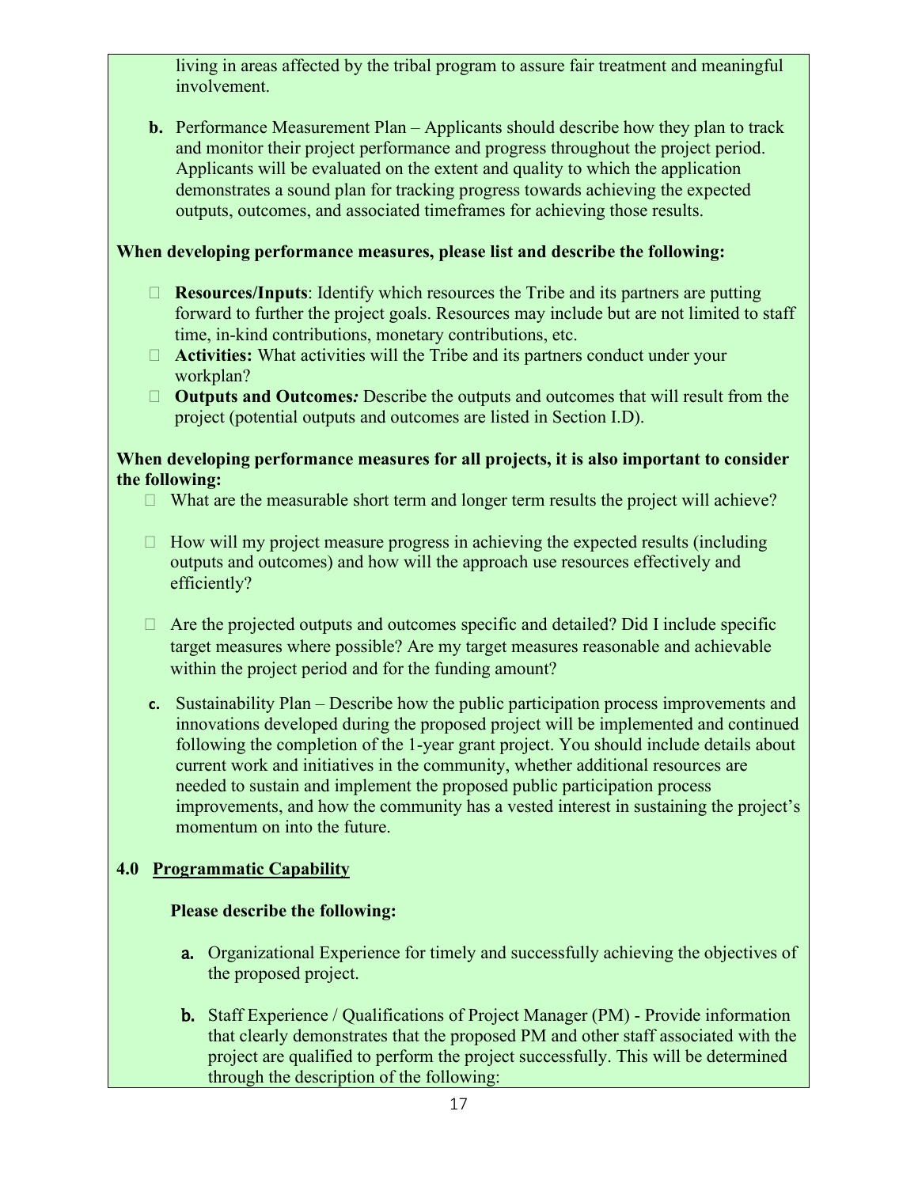living in areas affected by the tribal program to assure fair treatment and meaningful involvement.

**b.** Performance Measurement Plan – Applicants should describe how they plan to track and monitor their project performance and progress throughout the project period. Applicants will be evaluated on the extent and quality to which the application demonstrates a sound plan for tracking progress towards achieving the expected outputs, outcomes, and associated timeframes for achieving those results.

**When developing performance measures, please list and describe the following:**

- **Resources/Inputs**: Identify which resources the Tribe and its partners are putting forward to further the project goals. Resources may include but are not limited to staff time, in-kind contributions, monetary contributions, etc.
- **Activities:** What activities will the Tribe and its partners conduct under your workplan?
- **Outputs and Outcomes*:*** Describe the outputs and outcomes that will result from the project (potential outputs and outcomes are listed in Section I.D).

**When developing performance measures for all projects, it is also important to consider the following:**

- What are the measurable short term and longer term results the project will achieve?
- How will my project measure progress in achieving the expected results (including outputs and outcomes) and how will the approach use resources effectively and efficiently?
- Are the projected outputs and outcomes specific and detailed? Did I include specific target measures where possible? Are my target measures reasonable and achievable within the project period and for the funding amount?

**c.** Sustainability Plan – Describe how the public participation process improvements and innovations developed during the proposed project will be implemented and continued following the completion of the 1-year grant project. You should include details about current work and initiatives in the community, whether additional resources are needed to sustain and implement the proposed public participation process improvements, and how the community has a vested interest in sustaining the project's momentum on into the future.

**4.0 <u>Programmatic Capability</u>**

**Please describe the following:**

**a.** Organizational Experience for timely and successfully achieving the objectives of the proposed project.

**b.** Staff Experience / Qualifications of Project Manager (PM) - Provide information that clearly demonstrates that the proposed PM and other staff associated with the project are qualified to perform the project successfully. This will be determined through the description of the following: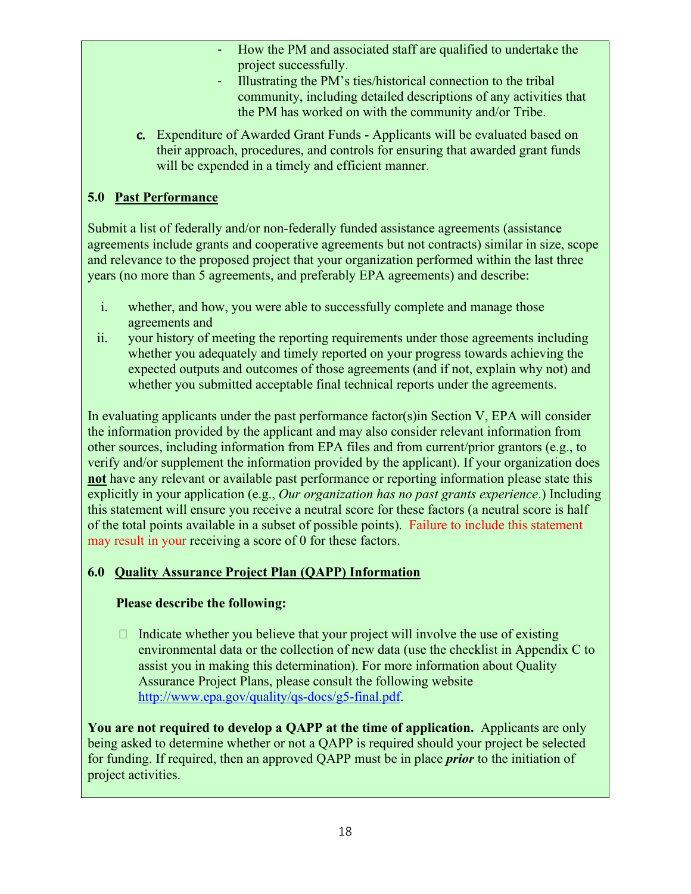- How the PM and associated staff are qualified to undertake the project successfully.
- Illustrating the PM's ties/historical connection to the tribal community, including detailed descriptions of any activities that the PM has worked on with the community and/or Tribe.

c. Expenditure of Awarded Grant Funds - Applicants will be evaluated based on their approach, procedures, and controls for ensuring that awarded grant funds will be expended in a timely and efficient manner.

### 5.0 <u>Past Performance</u>

Submit a list of federally and/or non-federally funded assistance agreements (assistance agreements include grants and cooperative agreements but not contracts) similar in size, scope and relevance to the proposed project that your organization performed within the last three years (no more than 5 agreements, and preferably EPA agreements) and describe:

i. whether, and how, you were able to successfully complete and manage those agreements and
ii. your history of meeting the reporting requirements under those agreements including whether you adequately and timely reported on your progress towards achieving the expected outputs and outcomes of those agreements (and if not, explain why not) and whether you submitted acceptable final technical reports under the agreements.

In evaluating applicants under the past performance factor(s)in Section V, EPA will consider the information provided by the applicant and may also consider relevant information from other sources, including information from EPA files and from current/prior grantors (e.g., to verify and/or supplement the information provided by the applicant). If your organization does **<u>not</u>** have any relevant or available past performance or reporting information please state this explicitly in your application (e.g., *Our organization has no past grants experience*.) Including this statement will ensure you receive a neutral score for these factors (a neutral score is half of the total points available in a subset of possible points). Failure to include this statement may result in your receiving a score of 0 for these factors.

### 6.0 <u>Quality Assurance Project Plan (QAPP) Information</u>

**Please describe the following:**

- Indicate whether you believe that your project will involve the use of existing environmental data or the collection of new data (use the checklist in Appendix C to assist you in making this determination). For more information about Quality Assurance Project Plans, please consult the following website http://www.epa.gov/quality/qs-docs/g5-final.pdf.

**You are not required to develop a QAPP at the time of application.** Applicants are only being asked to determine whether or not a QAPP is required should your project be selected for funding. If required, then an approved QAPP must be in place ***prior*** to the initiation of project activities.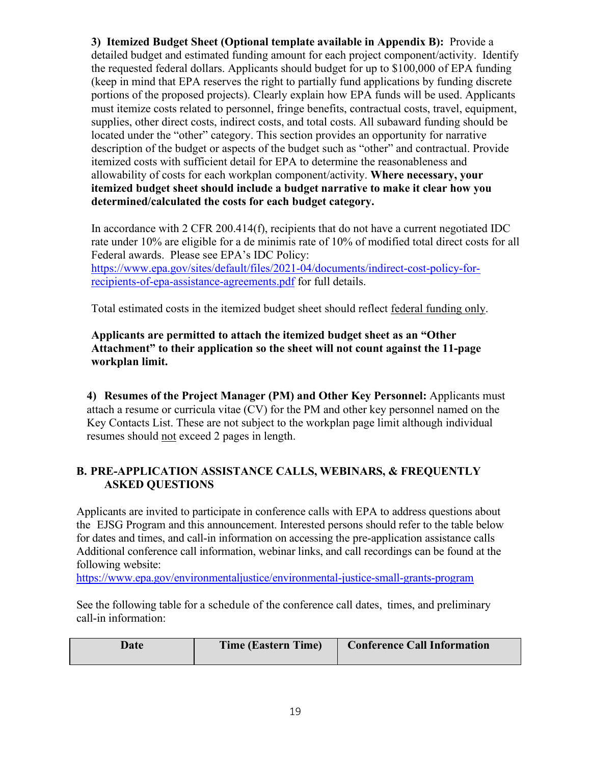**3) Itemized Budget Sheet (Optional template available in Appendix B):** Provide a detailed budget and estimated funding amount for each project component/activity. Identify the requested federal dollars. Applicants should budget for up to $100,000 of EPA funding (keep in mind that EPA reserves the right to partially fund applications by funding discrete portions of the proposed projects). Clearly explain how EPA funds will be used. Applicants must itemize costs related to personnel, fringe benefits, contractual costs, travel, equipment, supplies, other direct costs, indirect costs, and total costs. All subaward funding should be located under the "other" category. This section provides an opportunity for narrative description of the budget or aspects of the budget such as "other" and contractual. Provide itemized costs with sufficient detail for EPA to determine the reasonableness and allowability of costs for each workplan component/activity. **Where necessary, your itemized budget sheet should include a budget narrative to make it clear how you determined/calculated the costs for each budget category.**

In accordance with 2 CFR 200.414(f), recipients that do not have a current negotiated IDC rate under 10% are eligible for a de minimis rate of 10% of modified total direct costs for all Federal awards. Please see EPA's IDC Policy: https://www.epa.gov/sites/default/files/2021-04/documents/indirect-cost-policy-for-recipients-of-epa-assistance-agreements.pdf for full details.

Total estimated costs in the itemized budget sheet should reflect federal funding only.

**Applicants are permitted to attach the itemized budget sheet as an "Other Attachment" to their application so the sheet will not count against the 11-page workplan limit.**

**4) Resumes of the Project Manager (PM) and Other Key Personnel:** Applicants must attach a resume or curricula vitae (CV) for the PM and other key personnel named on the Key Contacts List. These are not subject to the workplan page limit although individual resumes should not exceed 2 pages in length.

## B. PRE-APPLICATION ASSISTANCE CALLS, WEBINARS, & FREQUENTLY ASKED QUESTIONS

Applicants are invited to participate in conference calls with EPA to address questions about the EJSG Program and this announcement. Interested persons should refer to the table below for dates and times, and call-in information on accessing the pre-application assistance calls Additional conference call information, webinar links, and call recordings can be found at the following website: https://www.epa.gov/environmentaljustice/environmental-justice-small-grants-program

See the following table for a schedule of the conference call dates, times, and preliminary call-in information:

| Date | Time (Eastern Time) | Conference Call Information |
|---|---|---|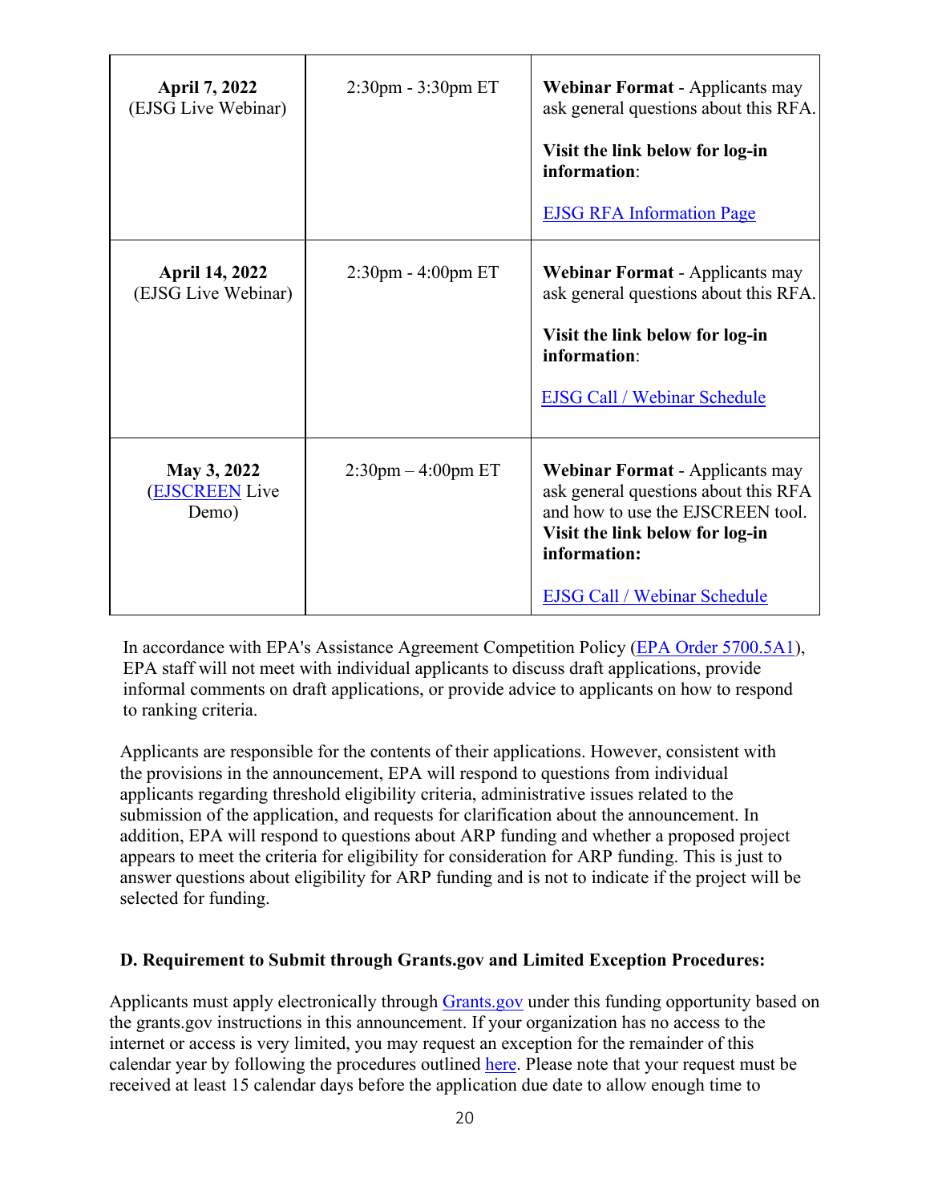| **April 7, 2022** (EJSG Live Webinar) | 2:30pm - 3:30pm ET | **Webinar Format** - Applicants may ask general questions about this RFA. **Visit the link below for log-in information**: EJSG RFA Information Page |
|---|---|---|
| **April 14, 2022** (EJSG Live Webinar) | 2:30pm - 4:00pm ET | **Webinar Format** - Applicants may ask general questions about this RFA. **Visit the link below for log-in information**: EJSG Call / Webinar Schedule |
| **May 3, 2022** (EJSCREEN Live Demo) | 2:30pm – 4:00pm ET | **Webinar Format** - Applicants may ask general questions about this RFA and how to use the EJSCREEN tool. **Visit the link below for log-in information:** EJSG Call / Webinar Schedule |

In accordance with EPA's Assistance Agreement Competition Policy (EPA Order 5700.5A1), EPA staff will not meet with individual applicants to discuss draft applications, provide informal comments on draft applications, or provide advice to applicants on how to respond to ranking criteria.

Applicants are responsible for the contents of their applications. However, consistent with the provisions in the announcement, EPA will respond to questions from individual applicants regarding threshold eligibility criteria, administrative issues related to the submission of the application, and requests for clarification about the announcement. In addition, EPA will respond to questions about ARP funding and whether a proposed project appears to meet the criteria for eligibility for consideration for ARP funding. This is just to answer questions about eligibility for ARP funding and is not to indicate if the project will be selected for funding.

**D. Requirement to Submit through Grants.gov and Limited Exception Procedures:**

Applicants must apply electronically through Grants.gov under this funding opportunity based on the grants.gov instructions in this announcement. If your organization has no access to the internet or access is very limited, you may request an exception for the remainder of this calendar year by following the procedures outlined here. Please note that your request must be received at least 15 calendar days before the application due date to allow enough time to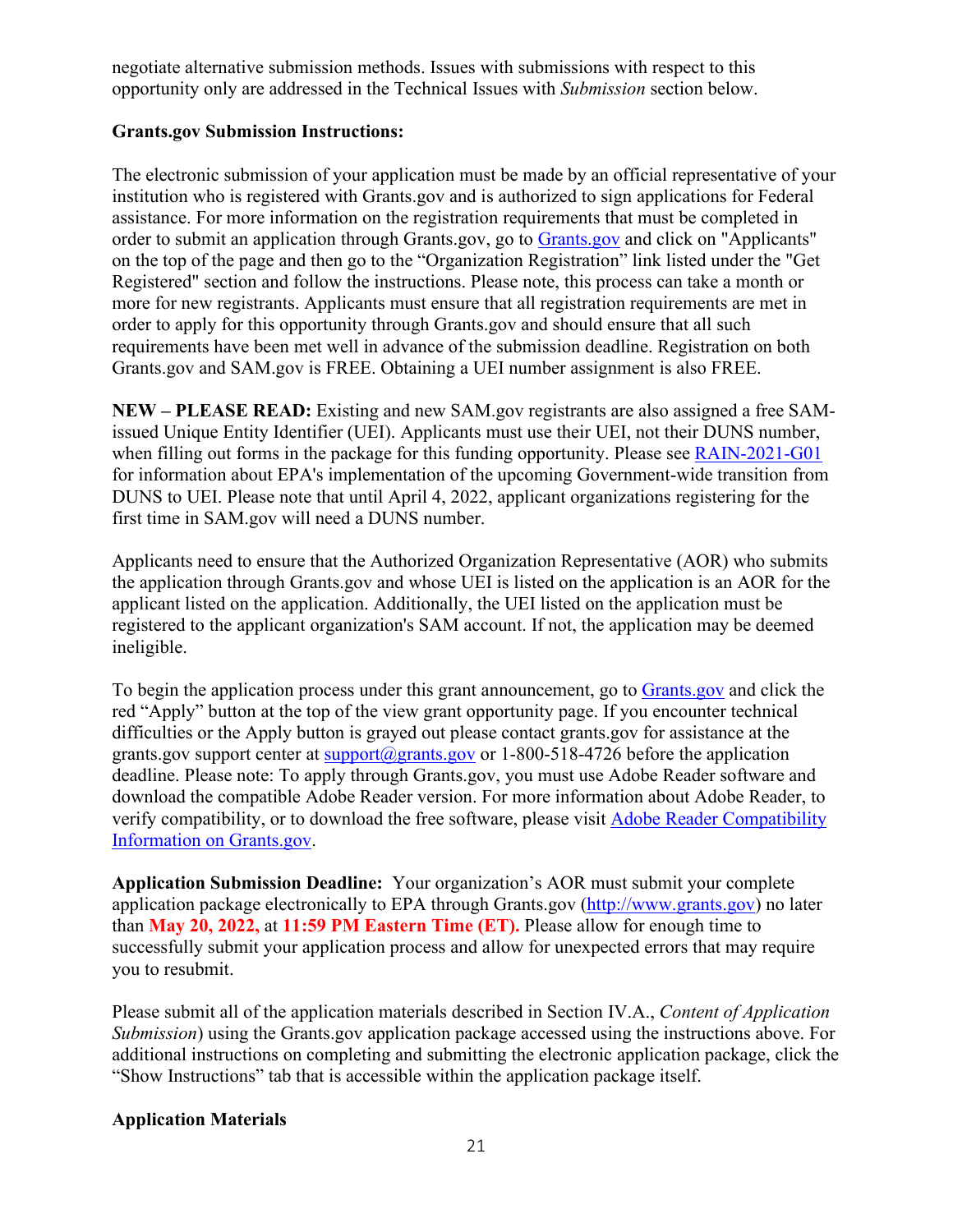negotiate alternative submission methods. Issues with submissions with respect to this opportunity only are addressed in the Technical Issues with *Submission* section below.

**Grants.gov Submission Instructions:**

The electronic submission of your application must be made by an official representative of your institution who is registered with Grants.gov and is authorized to sign applications for Federal assistance. For more information on the registration requirements that must be completed in order to submit an application through Grants.gov, go to [Grants.gov](Grants.gov) and click on "Applicants" on the top of the page and then go to the "Organization Registration" link listed under the "Get Registered" section and follow the instructions. Please note, this process can take a month or more for new registrants. Applicants must ensure that all registration requirements are met in order to apply for this opportunity through Grants.gov and should ensure that all such requirements have been met well in advance of the submission deadline. Registration on both Grants.gov and SAM.gov is FREE. Obtaining a UEI number assignment is also FREE.

**NEW – PLEASE READ:** Existing and new SAM.gov registrants are also assigned a free SAM-issued Unique Entity Identifier (UEI). Applicants must use their UEI, not their DUNS number, when filling out forms in the package for this funding opportunity. Please see RAIN-2021-G01 for information about EPA's implementation of the upcoming Government-wide transition from DUNS to UEI. Please note that until April 4, 2022, applicant organizations registering for the first time in SAM.gov will need a DUNS number.

Applicants need to ensure that the Authorized Organization Representative (AOR) who submits the application through Grants.gov and whose UEI is listed on the application is an AOR for the applicant listed on the application. Additionally, the UEI listed on the application must be registered to the applicant organization's SAM account. If not, the application may be deemed ineligible.

To begin the application process under this grant announcement, go to Grants.gov and click the red "Apply" button at the top of the view grant opportunity page. If you encounter technical difficulties or the Apply button is grayed out please contact grants.gov for assistance at the grants.gov support center at support@grants.gov or 1-800-518-4726 before the application deadline. Please note: To apply through Grants.gov, you must use Adobe Reader software and download the compatible Adobe Reader version. For more information about Adobe Reader, to verify compatibility, or to download the free software, please visit Adobe Reader Compatibility Information on Grants.gov.

**Application Submission Deadline:** Your organization's AOR must submit your complete application package electronically to EPA through Grants.gov (http://www.grants.gov) no later than **May 20, 2022,** at **11:59 PM Eastern Time (ET).** Please allow for enough time to successfully submit your application process and allow for unexpected errors that may require you to resubmit.

Please submit all of the application materials described in Section IV.A., *Content of Application Submission*) using the Grants.gov application package accessed using the instructions above. For additional instructions on completing and submitting the electronic application package, click the "Show Instructions" tab that is accessible within the application package itself.

**Application Materials**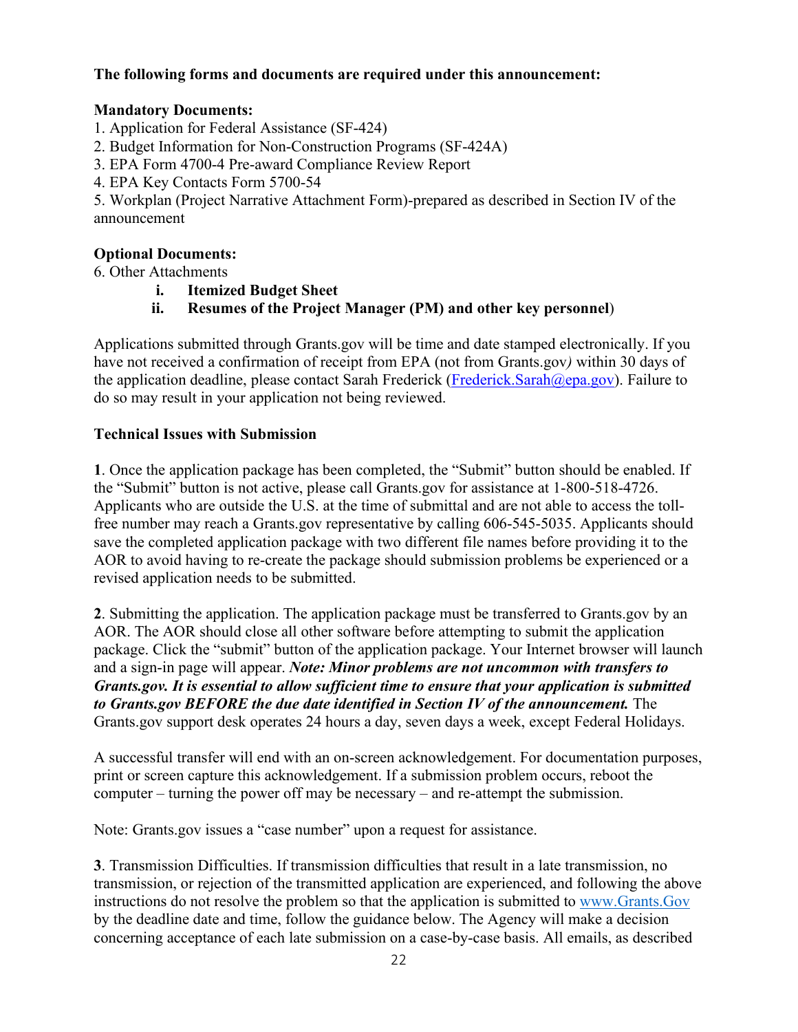**The following forms and documents are required under this announcement:**

**Mandatory Documents:**

1. Application for Federal Assistance (SF-424)
2. Budget Information for Non-Construction Programs (SF-424A)
3. EPA Form 4700-4 Pre-award Compliance Review Report
4. EPA Key Contacts Form 5700-54
5. Workplan (Project Narrative Attachment Form)-prepared as described in Section IV of the announcement

**Optional Documents:**

6. Other Attachments
   i. **Itemized Budget Sheet**
   ii. **Resumes of the Project Manager (PM) and other key personnel**)

Applications submitted through Grants.gov will be time and date stamped electronically. If you have not received a confirmation of receipt from EPA (not from Grants.gov*)* within 30 days of the application deadline, please contact Sarah Frederick (Frederick.Sarah@epa.gov). Failure to do so may result in your application not being reviewed.

**Technical Issues with Submission**

**1**. Once the application package has been completed, the "Submit" button should be enabled. If the "Submit" button is not active, please call Grants.gov for assistance at 1-800-518-4726. Applicants who are outside the U.S. at the time of submittal and are not able to access the toll-free number may reach a Grants.gov representative by calling 606-545-5035. Applicants should save the completed application package with two different file names before providing it to the AOR to avoid having to re-create the package should submission problems be experienced or a revised application needs to be submitted.

**2**. Submitting the application. The application package must be transferred to Grants.gov by an AOR. The AOR should close all other software before attempting to submit the application package. Click the "submit" button of the application package. Your Internet browser will launch and a sign-in page will appear. ***Note: Minor problems are not uncommon with transfers to Grants.gov. It is essential to allow sufficient time to ensure that your application is submitted to Grants.gov BEFORE the due date identified in Section IV of the announcement.*** The Grants.gov support desk operates 24 hours a day, seven days a week, except Federal Holidays.

A successful transfer will end with an on-screen acknowledgement. For documentation purposes, print or screen capture this acknowledgement. If a submission problem occurs, reboot the computer – turning the power off may be necessary – and re-attempt the submission.

Note: Grants.gov issues a "case number" upon a request for assistance.

**3**. Transmission Difficulties. If transmission difficulties that result in a late transmission, no transmission, or rejection of the transmitted application are experienced, and following the above instructions do not resolve the problem so that the application is submitted to www.Grants.Gov by the deadline date and time, follow the guidance below. The Agency will make a decision concerning acceptance of each late submission on a case-by-case basis. All emails, as described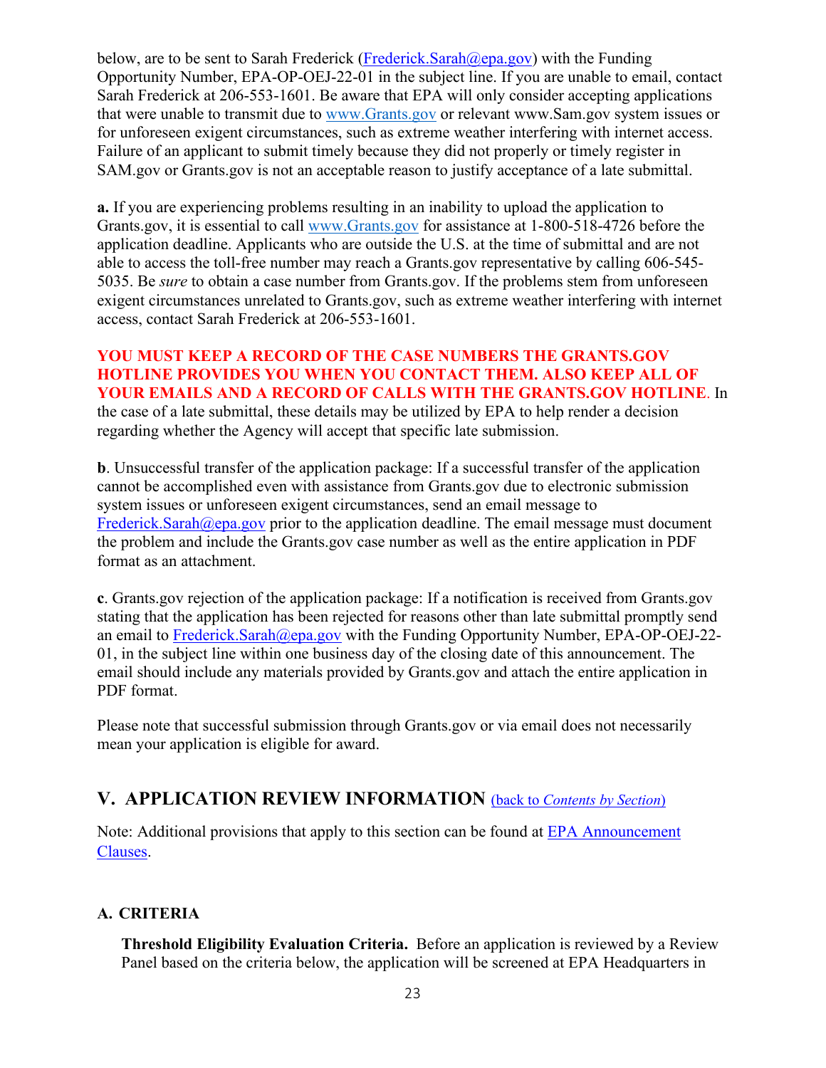below, are to be sent to Sarah Frederick (Frederick.Sarah@epa.gov) with the Funding Opportunity Number, EPA-OP-OEJ-22-01 in the subject line. If you are unable to email, contact Sarah Frederick at 206-553-1601. Be aware that EPA will only consider accepting applications that were unable to transmit due to www.Grants.gov or relevant www.Sam.gov system issues or for unforeseen exigent circumstances, such as extreme weather interfering with internet access. Failure of an applicant to submit timely because they did not properly or timely register in SAM.gov or Grants.gov is not an acceptable reason to justify acceptance of a late submittal.

**a.** If you are experiencing problems resulting in an inability to upload the application to Grants.gov, it is essential to call www.Grants.gov for assistance at 1-800-518-4726 before the application deadline. Applicants who are outside the U.S. at the time of submittal and are not able to access the toll-free number may reach a Grants.gov representative by calling 606-545-5035. Be *sure* to obtain a case number from Grants.gov. If the problems stem from unforeseen exigent circumstances unrelated to Grants.gov, such as extreme weather interfering with internet access, contact Sarah Frederick at 206-553-1601.

**YOU MUST KEEP A RECORD OF THE CASE NUMBERS THE GRANTS.GOV HOTLINE PROVIDES YOU WHEN YOU CONTACT THEM. ALSO KEEP ALL OF YOUR EMAILS AND A RECORD OF CALLS WITH THE GRANTS.GOV HOTLINE**. In the case of a late submittal, these details may be utilized by EPA to help render a decision regarding whether the Agency will accept that specific late submission.

**b**. Unsuccessful transfer of the application package: If a successful transfer of the application cannot be accomplished even with assistance from Grants.gov due to electronic submission system issues or unforeseen exigent circumstances, send an email message to Frederick.Sarah@epa.gov prior to the application deadline. The email message must document the problem and include the Grants.gov case number as well as the entire application in PDF format as an attachment.

**c**. Grants.gov rejection of the application package: If a notification is received from Grants.gov stating that the application has been rejected for reasons other than late submittal promptly send an email to Frederick.Sarah@epa.gov with the Funding Opportunity Number, EPA-OP-OEJ-22-01, in the subject line within one business day of the closing date of this announcement. The email should include any materials provided by Grants.gov and attach the entire application in PDF format.

Please note that successful submission through Grants.gov or via email does not necessarily mean your application is eligible for award.

## V. APPLICATION REVIEW INFORMATION (back to *Contents by Section*)

Note: Additional provisions that apply to this section can be found at EPA Announcement Clauses.

### A. CRITERIA

**Threshold Eligibility Evaluation Criteria.** Before an application is reviewed by a Review Panel based on the criteria below, the application will be screened at EPA Headquarters in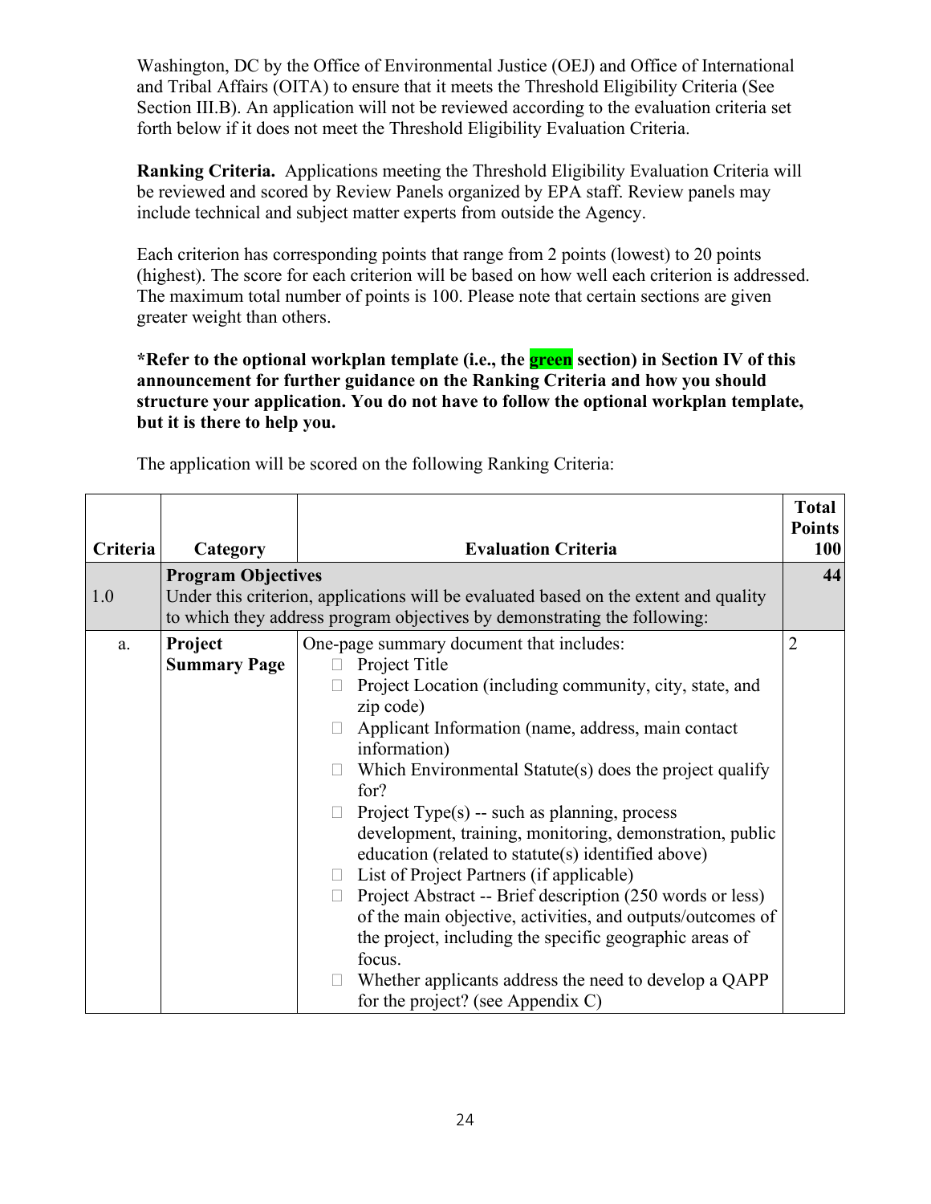Washington, DC by the Office of Environmental Justice (OEJ) and Office of International and Tribal Affairs (OITA) to ensure that it meets the Threshold Eligibility Criteria (See Section III.B). An application will not be reviewed according to the evaluation criteria set forth below if it does not meet the Threshold Eligibility Evaluation Criteria.

**Ranking Criteria.** Applications meeting the Threshold Eligibility Evaluation Criteria will be reviewed and scored by Review Panels organized by EPA staff. Review panels may include technical and subject matter experts from outside the Agency.

Each criterion has corresponding points that range from 2 points (lowest) to 20 points (highest). The score for each criterion will be based on how well each criterion is addressed. The maximum total number of points is 100. Please note that certain sections are given greater weight than others.

**\*Refer to the optional workplan template (i.e., the green section) in Section IV of this announcement for further guidance on the Ranking Criteria and how you should structure your application. You do not have to follow the optional workplan template, but it is there to help you.**

The application will be scored on the following Ranking Criteria:

| Criteria | Category | Evaluation Criteria | Total Points 100 |
|---|---|---|---|
| 1.0 | **Program Objectives** Under this criterion, applications will be evaluated based on the extent and quality to which they address program objectives by demonstrating the following: | | **44** |
| a. | **Project Summary Page** | One-page summary document that includes: <br>☐ Project Title <br>☐ Project Location (including community, city, state, and zip code) <br>☐ Applicant Information (name, address, main contact information) <br>☐ Which Environmental Statute(s) does the project qualify for? <br>☐ Project Type(s) -- such as planning, process development, training, monitoring, demonstration, public education (related to statute(s) identified above) <br>☐ List of Project Partners (if applicable) <br>☐ Project Abstract -- Brief description (250 words or less) of the main objective, activities, and outputs/outcomes of the project, including the specific geographic areas of focus. <br>☐ Whether applicants address the need to develop a QAPP for the project? (see Appendix C) | 2 |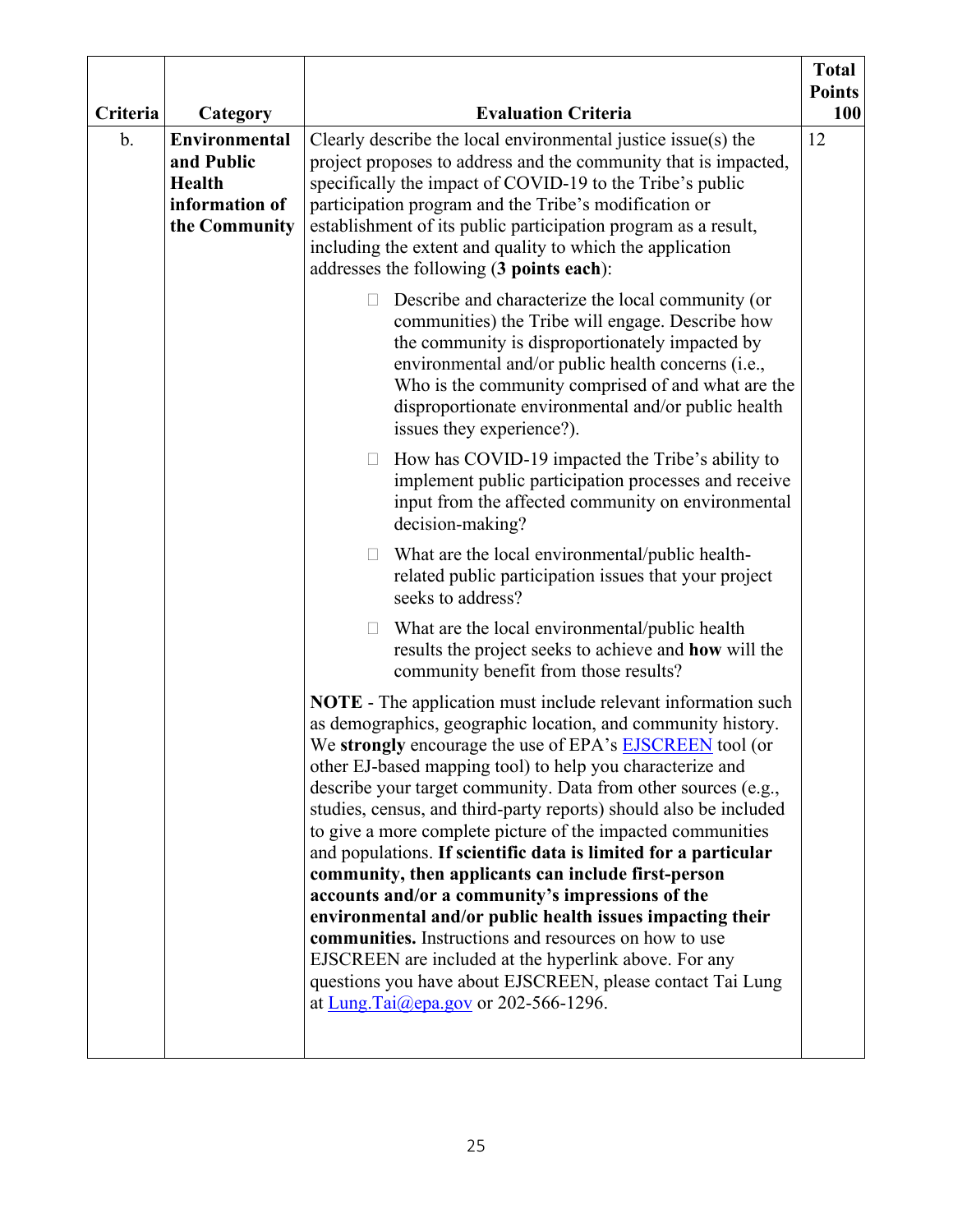| Criteria | Category | Evaluation Criteria | Total Points 100 |
|---|---|---|---|
| b. | **Environmental and Public Health information of the Community** | Clearly describe the local environmental justice issue(s) the project proposes to address and the community that is impacted, specifically the impact of COVID-19 to the Tribe's public participation program and the Tribe's modification or establishment of its public participation program as a result, including the extent and quality to which the application addresses the following (**3 points each**):<br><br>- Describe and characterize the local community (or communities) the Tribe will engage. Describe how the community is disproportionately impacted by environmental and/or public health concerns (i.e., Who is the community comprised of and what are the disproportionate environmental and/or public health issues they experience?).<br>- How has COVID-19 impacted the Tribe's ability to implement public participation processes and receive input from the affected community on environmental decision-making?<br>- What are the local environmental/public health-related public participation issues that your project seeks to address?<br>- What are the local environmental/public health results the project seeks to achieve and **how** will the community benefit from those results?<br><br>**NOTE** - The application must include relevant information such as demographics, geographic location, and community history. We **strongly** encourage the use of EPA's EJSCREEN tool (or other EJ-based mapping tool) to help you characterize and describe your target community. Data from other sources (e.g., studies, census, and third-party reports) should also be included to give a more complete picture of the impacted communities and populations. **If scientific data is limited for a particular community, then applicants can include first-person accounts and/or a community's impressions of the environmental and/or public health issues impacting their communities.** Instructions and resources on how to use EJSCREEN are included at the hyperlink above. For any questions you have about EJSCREEN, please contact Tai Lung at Lung.Tai@epa.gov or 202-566-1296. | 12 |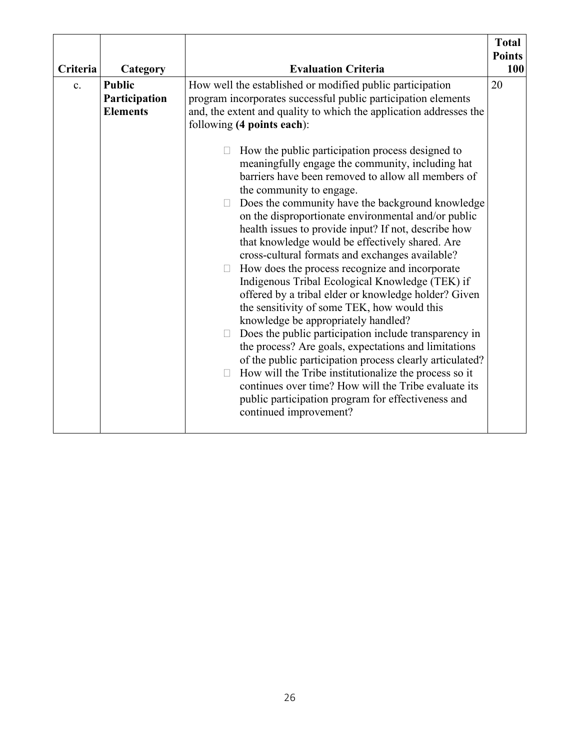| Criteria | Category | Evaluation Criteria | Total Points 100 |
|---|---|---|---|
| c. | **Public Participation Elements** | How well the established or modified public participation program incorporates successful public participation elements and, the extent and quality to which the application addresses the following **(4 points each)**:<br><br>- How the public participation process designed to meaningfully engage the community, including hat barriers have been removed to allow all members of the community to engage.<br>- Does the community have the background knowledge on the disproportionate environmental and/or public health issues to provide input? If not, describe how that knowledge would be effectively shared. Are cross-cultural formats and exchanges available?<br>- How does the process recognize and incorporate Indigenous Tribal Ecological Knowledge (TEK) if offered by a tribal elder or knowledge holder? Given the sensitivity of some TEK, how would this knowledge be appropriately handled?<br>- Does the public participation include transparency in the process? Are goals, expectations and limitations of the public participation process clearly articulated?<br>- How will the Tribe institutionalize the process so it continues over time? How will the Tribe evaluate its public participation program for effectiveness and continued improvement? | 20 |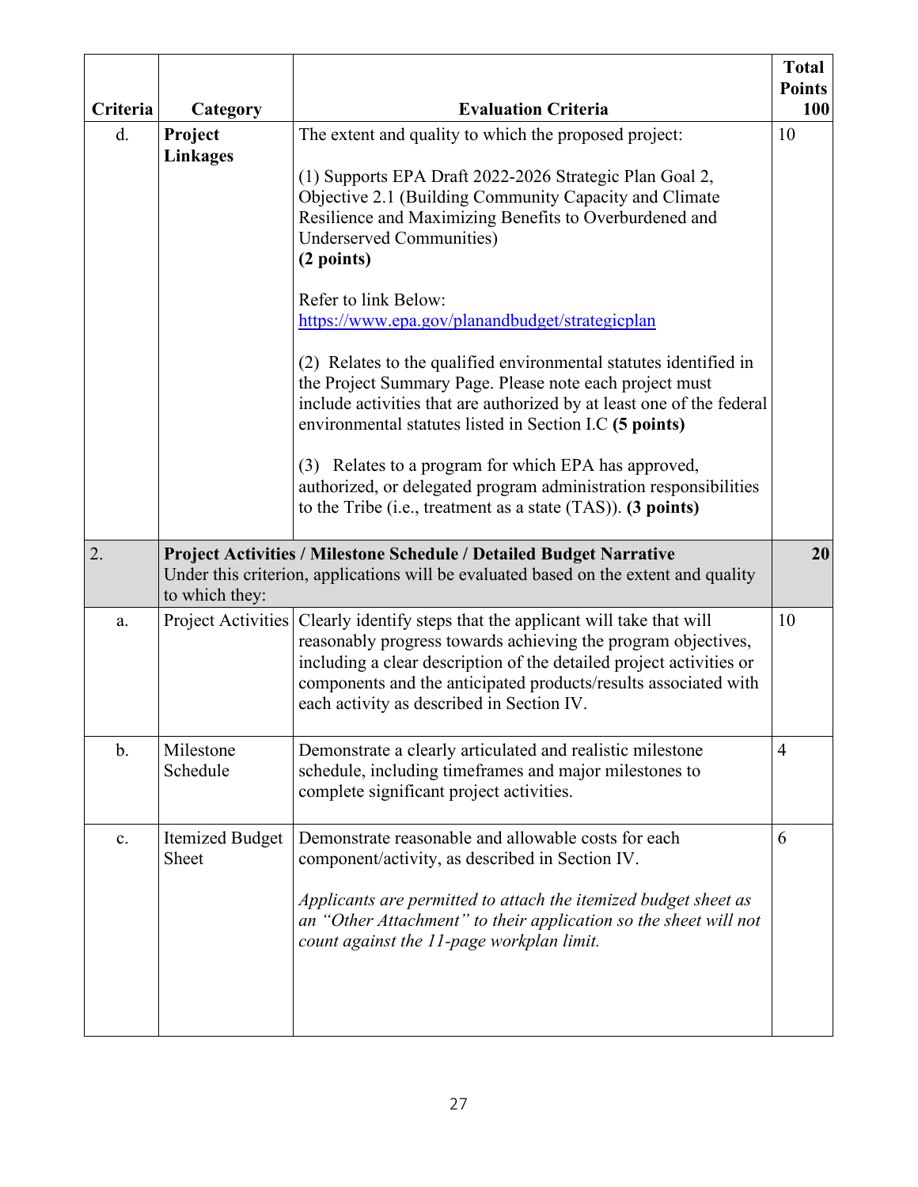| Criteria | Category | Evaluation Criteria | Total Points 100 |
|---|---|---|---|
| d. | **Project Linkages** | The extent and quality to which the proposed project:<br><br>(1) Supports EPA Draft 2022-2026 Strategic Plan Goal 2, Objective 2.1 (Building Community Capacity and Climate Resilience and Maximizing Benefits to Overburdened and Underserved Communities) **(2 points)**<br><br>Refer to link Below: [https://www.epa.gov/planandbudget/strategicplan](https://www.epa.gov/planandbudget/strategicplan)<br><br>(2) Relates to the qualified environmental statutes identified in the Project Summary Page. Please note each project must include activities that are authorized by at least one of the federal environmental statutes listed in Section I.C **(5 points)**<br><br>(3) Relates to a program for which EPA has approved, authorized, or delegated program administration responsibilities to the Tribe (i.e., treatment as a state (TAS)). **(3 points)** | 10 |
| 2. | **Project Activities / Milestone Schedule / Detailed Budget Narrative** Under this criterion, applications will be evaluated based on the extent and quality to which they: | | **20** |
| a. | Project Activities | Clearly identify steps that the applicant will take that will reasonably progress towards achieving the program objectives, including a clear description of the detailed project activities or components and the anticipated products/results associated with each activity as described in Section IV. | 10 |
| b. | Milestone Schedule | Demonstrate a clearly articulated and realistic milestone schedule, including timeframes and major milestones to complete significant project activities. | 4 |
| c. | Itemized Budget Sheet | Demonstrate reasonable and allowable costs for each component/activity, as described in Section IV.<br><br>*Applicants are permitted to attach the itemized budget sheet as an "Other Attachment" to their application so the sheet will not count against the 11-page workplan limit.* | 6 |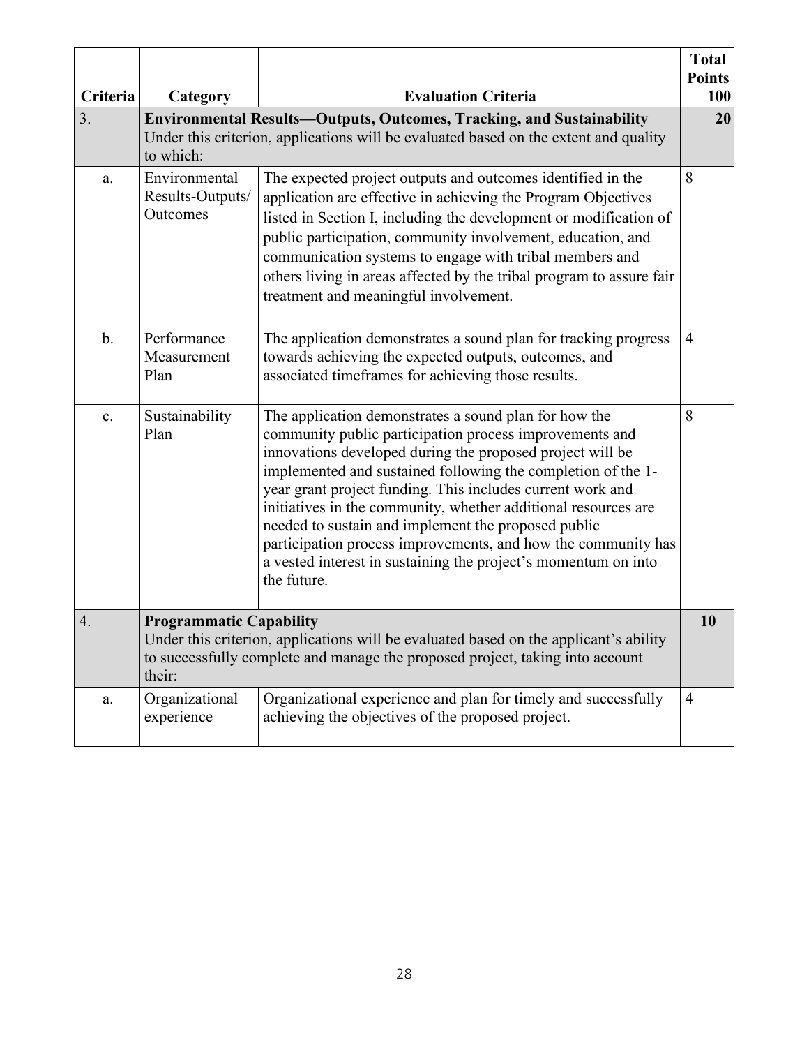| Criteria | Category | Evaluation Criteria | Total Points 100 |
|---|---|---|---|
| 3. | **Environmental Results—Outputs, Outcomes, Tracking, and Sustainability** Under this criterion, applications will be evaluated based on the extent and quality to which: | | **20** |
| a. | Environmental Results-Outputs/ Outcomes | The expected project outputs and outcomes identified in the application are effective in achieving the Program Objectives listed in Section I, including the development or modification of public participation, community involvement, education, and communication systems to engage with tribal members and others living in areas affected by the tribal program to assure fair treatment and meaningful involvement. | 8 |
| b. | Performance Measurement Plan | The application demonstrates a sound plan for tracking progress towards achieving the expected outputs, outcomes, and associated timeframes for achieving those results. | 4 |
| c. | Sustainability Plan | The application demonstrates a sound plan for how the community public participation process improvements and innovations developed during the proposed project will be implemented and sustained following the completion of the 1-year grant project funding. This includes current work and initiatives in the community, whether additional resources are needed to sustain and implement the proposed public participation process improvements, and how the community has a vested interest in sustaining the project's momentum on into the future. | 8 |
| 4. | **Programmatic Capability** Under this criterion, applications will be evaluated based on the applicant's ability to successfully complete and manage the proposed project, taking into account their: | | **10** |
| a. | Organizational experience | Organizational experience and plan for timely and successfully achieving the objectives of the proposed project. | 4 |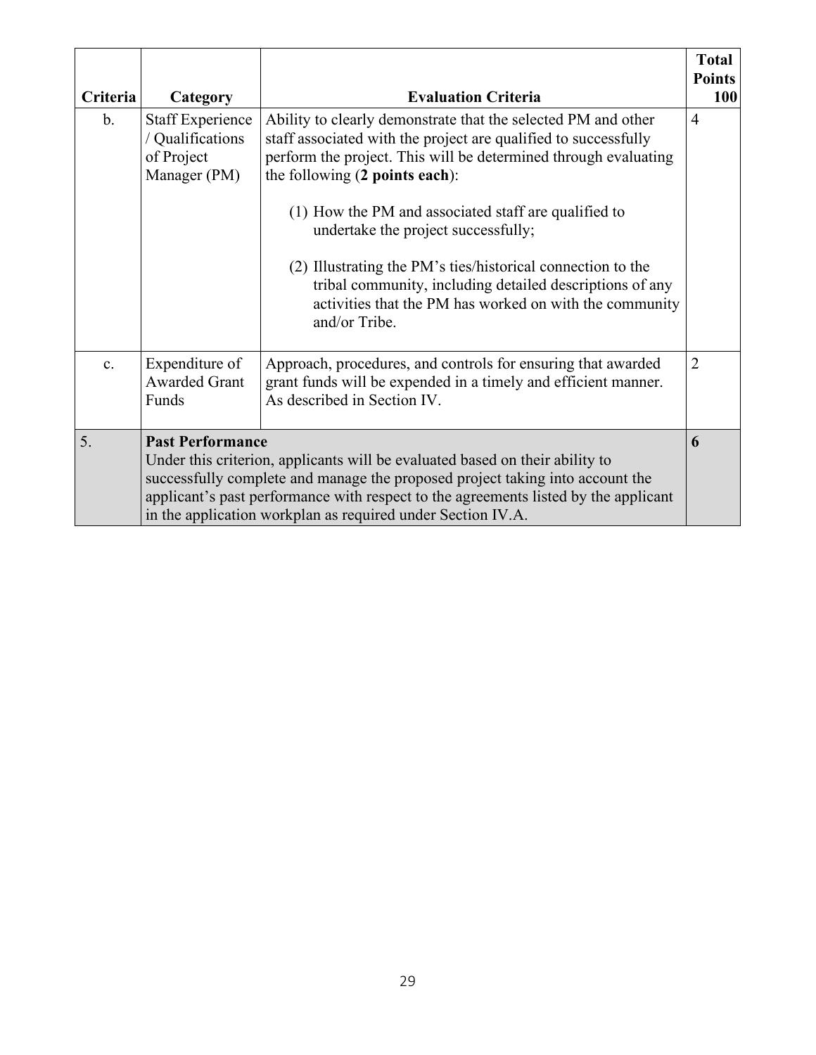| Criteria | Category | Evaluation Criteria | Total Points 100 |
|---|---|---|---|
| b. | Staff Experience / Qualifications of Project Manager (PM) | Ability to clearly demonstrate that the selected PM and other staff associated with the project are qualified to successfully perform the project. This will be determined through evaluating the following (**2 points each**):<br><br>(1) How the PM and associated staff are qualified to undertake the project successfully;<br><br>(2) Illustrating the PM's ties/historical connection to the tribal community, including detailed descriptions of any activities that the PM has worked on with the community and/or Tribe. | 4 |
| c. | Expenditure of Awarded Grant Funds | Approach, procedures, and controls for ensuring that awarded grant funds will be expended in a timely and efficient manner. As described in Section IV. | 2 |
| 5. | **Past Performance**<br>Under this criterion, applicants will be evaluated based on their ability to successfully complete and manage the proposed project taking into account the applicant's past performance with respect to the agreements listed by the applicant in the application workplan as required under Section IV.A. | | **6** |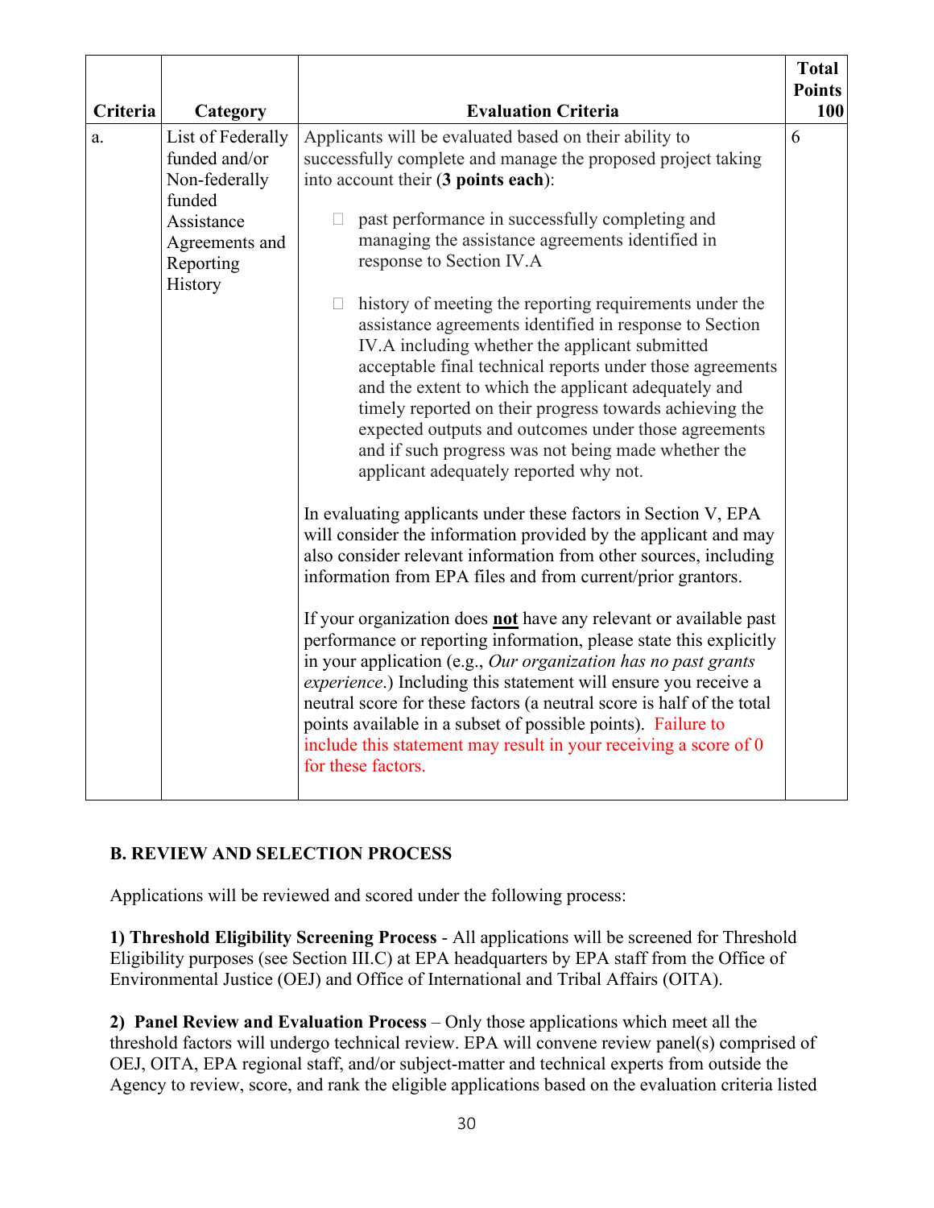| Criteria | Category | Evaluation Criteria | Total Points 100 |
|---|---|---|---|
| a. | List of Federally funded and/or Non-federally funded Assistance Agreements and Reporting History | Applicants will be evaluated based on their ability to successfully complete and manage the proposed project taking into account their (**3 points each**):<br><br>- past performance in successfully completing and managing the assistance agreements identified in response to Section IV.A<br><br>- history of meeting the reporting requirements under the assistance agreements identified in response to Section IV.A including whether the applicant submitted acceptable final technical reports under those agreements and the extent to which the applicant adequately and timely reported on their progress towards achieving the expected outputs and outcomes under those agreements and if such progress was not being made whether the applicant adequately reported why not.<br><br>In evaluating applicants under these factors in Section V, EPA will consider the information provided by the applicant and may also consider relevant information from other sources, including information from EPA files and from current/prior grantors.<br><br>If your organization does **not** have any relevant or available past performance or reporting information, please state this explicitly in your application (e.g., *Our organization has no past grants experience*.) Including this statement will ensure you receive a neutral score for these factors (a neutral score is half of the total points available in a subset of possible points). Failure to include this statement may result in your receiving a score of 0 for these factors. | 6 |

**B. REVIEW AND SELECTION PROCESS**

Applications will be reviewed and scored under the following process:

**1) Threshold Eligibility Screening Process** - All applications will be screened for Threshold Eligibility purposes (see Section III.C) at EPA headquarters by EPA staff from the Office of Environmental Justice (OEJ) and Office of International and Tribal Affairs (OITA).

**2) Panel Review and Evaluation Process** – Only those applications which meet all the threshold factors will undergo technical review. EPA will convene review panel(s) comprised of OEJ, OITA, EPA regional staff, and/or subject-matter and technical experts from outside the Agency to review, score, and rank the eligible applications based on the evaluation criteria listed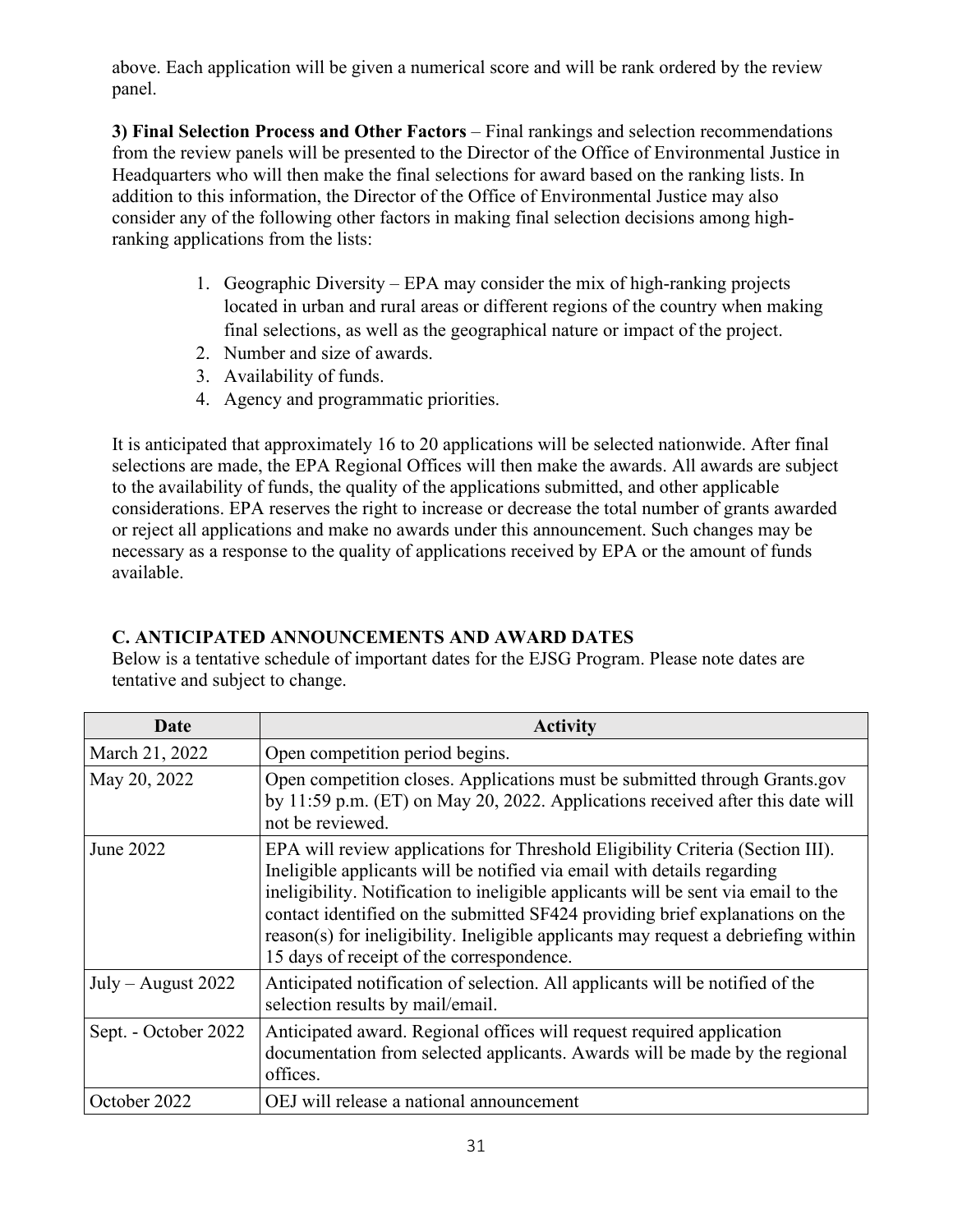above. Each application will be given a numerical score and will be rank ordered by the review panel.

**3) Final Selection Process and Other Factors** – Final rankings and selection recommendations from the review panels will be presented to the Director of the Office of Environmental Justice in Headquarters who will then make the final selections for award based on the ranking lists. In addition to this information, the Director of the Office of Environmental Justice may also consider any of the following other factors in making final selection decisions among high-ranking applications from the lists:

1. Geographic Diversity – EPA may consider the mix of high-ranking projects located in urban and rural areas or different regions of the country when making final selections, as well as the geographical nature or impact of the project.
2. Number and size of awards.
3. Availability of funds.
4. Agency and programmatic priorities.

It is anticipated that approximately 16 to 20 applications will be selected nationwide. After final selections are made, the EPA Regional Offices will then make the awards. All awards are subject to the availability of funds, the quality of the applications submitted, and other applicable considerations. EPA reserves the right to increase or decrease the total number of grants awarded or reject all applications and make no awards under this announcement. Such changes may be necessary as a response to the quality of applications received by EPA or the amount of funds available.

## C. ANTICIPATED ANNOUNCEMENTS AND AWARD DATES

Below is a tentative schedule of important dates for the EJSG Program. Please note dates are tentative and subject to change.

| Date | Activity |
|---|---|
| March 21, 2022 | Open competition period begins. |
| May 20, 2022 | Open competition closes. Applications must be submitted through Grants.gov by 11:59 p.m. (ET) on May 20, 2022. Applications received after this date will not be reviewed. |
| June 2022 | EPA will review applications for Threshold Eligibility Criteria (Section III). Ineligible applicants will be notified via email with details regarding ineligibility. Notification to ineligible applicants will be sent via email to the contact identified on the submitted SF424 providing brief explanations on the reason(s) for ineligibility. Ineligible applicants may request a debriefing within 15 days of receipt of the correspondence. |
| July – August 2022 | Anticipated notification of selection. All applicants will be notified of the selection results by mail/email. |
| Sept. - October 2022 | Anticipated award. Regional offices will request required application documentation from selected applicants. Awards will be made by the regional offices. |
| October 2022 | OEJ will release a national announcement |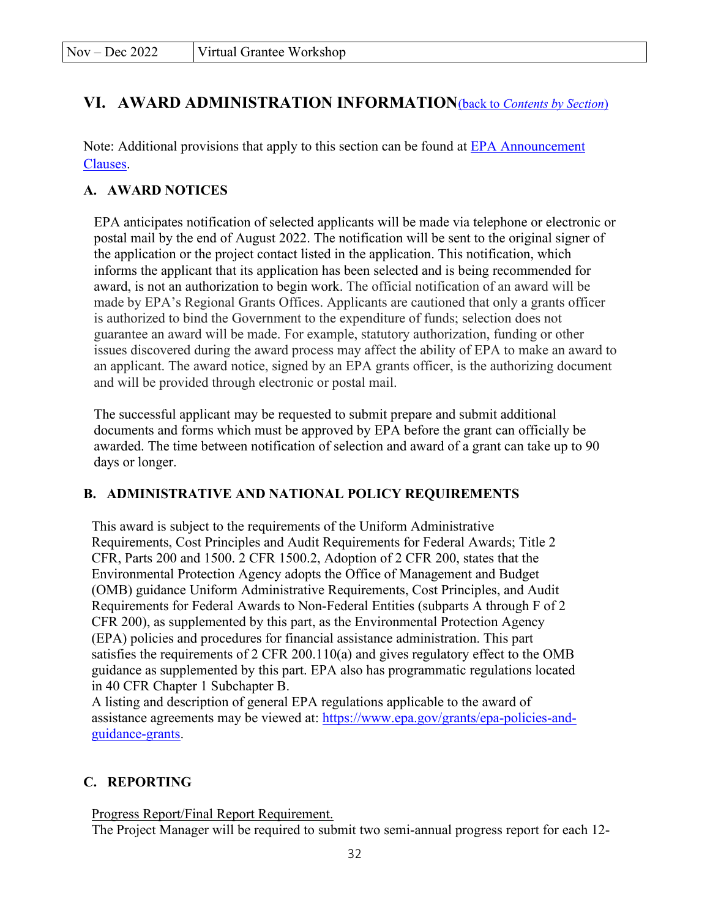## VI. AWARD ADMINISTRATION INFORMATION(back to *Contents by Section*)

Note: Additional provisions that apply to this section can be found at EPA Announcement Clauses.

### A. AWARD NOTICES

EPA anticipates notification of selected applicants will be made via telephone or electronic or postal mail by the end of August 2022. The notification will be sent to the original signer of the application or the project contact listed in the application. This notification, which informs the applicant that its application has been selected and is being recommended for award, is not an authorization to begin work. The official notification of an award will be made by EPA's Regional Grants Offices. Applicants are cautioned that only a grants officer is authorized to bind the Government to the expenditure of funds; selection does not guarantee an award will be made. For example, statutory authorization, funding or other issues discovered during the award process may affect the ability of EPA to make an award to an applicant. The award notice, signed by an EPA grants officer, is the authorizing document and will be provided through electronic or postal mail.

The successful applicant may be requested to submit prepare and submit additional documents and forms which must be approved by EPA before the grant can officially be awarded. The time between notification of selection and award of a grant can take up to 90 days or longer.

### B. ADMINISTRATIVE AND NATIONAL POLICY REQUIREMENTS

This award is subject to the requirements of the Uniform Administrative Requirements, Cost Principles and Audit Requirements for Federal Awards; Title 2 CFR, Parts 200 and 1500. 2 CFR 1500.2, Adoption of 2 CFR 200, states that the Environmental Protection Agency adopts the Office of Management and Budget (OMB) guidance Uniform Administrative Requirements, Cost Principles, and Audit Requirements for Federal Awards to Non-Federal Entities (subparts A through F of 2 CFR 200), as supplemented by this part, as the Environmental Protection Agency (EPA) policies and procedures for financial assistance administration. This part satisfies the requirements of 2 CFR 200.110(a) and gives regulatory effect to the OMB guidance as supplemented by this part. EPA also has programmatic regulations located in 40 CFR Chapter 1 Subchapter B.
A listing and description of general EPA regulations applicable to the award of assistance agreements may be viewed at: https://www.epa.gov/grants/epa-policies-and-guidance-grants.

### C. REPORTING

Progress Report/Final Report Requirement.
The Project Manager will be required to submit two semi-annual progress report for each 12-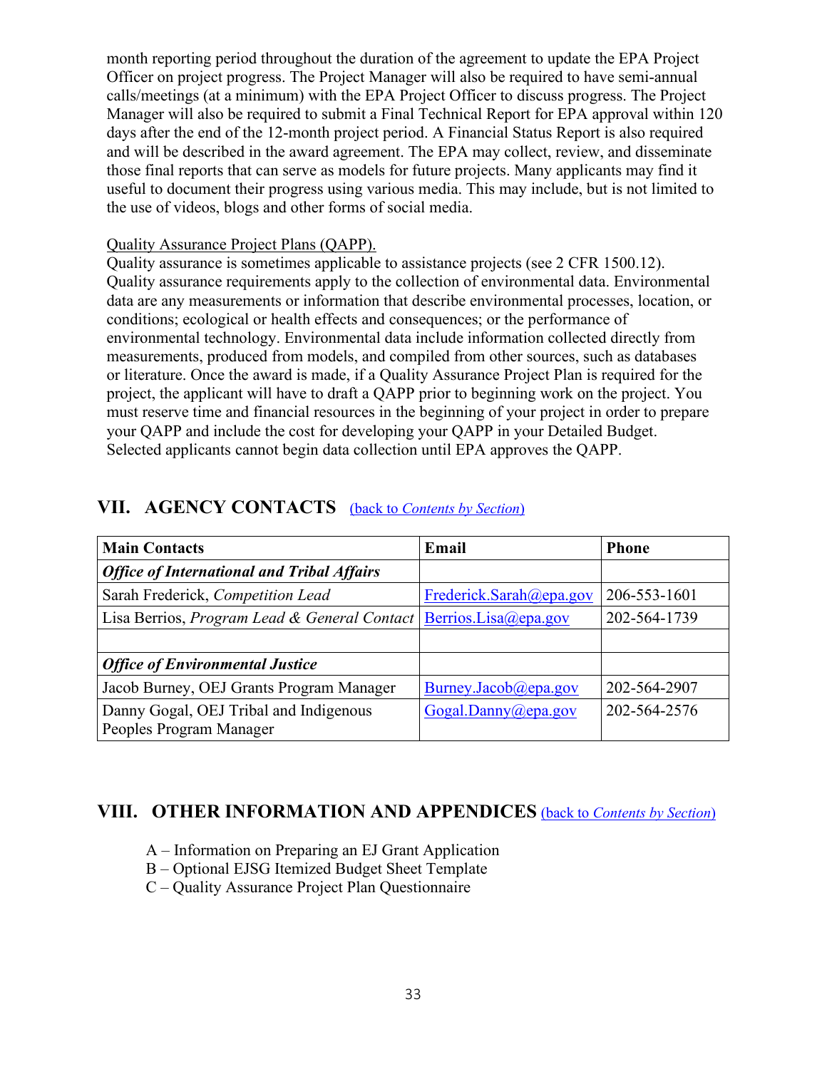month reporting period throughout the duration of the agreement to update the EPA Project Officer on project progress. The Project Manager will also be required to have semi-annual calls/meetings (at a minimum) with the EPA Project Officer to discuss progress. The Project Manager will also be required to submit a Final Technical Report for EPA approval within 120 days after the end of the 12-month project period. A Financial Status Report is also required and will be described in the award agreement. The EPA may collect, review, and disseminate those final reports that can serve as models for future projects. Many applicants may find it useful to document their progress using various media. This may include, but is not limited to the use of videos, blogs and other forms of social media.

Quality Assurance Project Plans (QAPP).

Quality assurance is sometimes applicable to assistance projects (see 2 CFR 1500.12). Quality assurance requirements apply to the collection of environmental data. Environmental data are any measurements or information that describe environmental processes, location, or conditions; ecological or health effects and consequences; or the performance of environmental technology. Environmental data include information collected directly from measurements, produced from models, and compiled from other sources, such as databases or literature. Once the award is made, if a Quality Assurance Project Plan is required for the project, the applicant will have to draft a QAPP prior to beginning work on the project. You must reserve time and financial resources in the beginning of your project in order to prepare your QAPP and include the cost for developing your QAPP in your Detailed Budget. Selected applicants cannot begin data collection until EPA approves the QAPP.

## VII. AGENCY CONTACTS (back to *Contents by Section*)

| Main Contacts | Email | Phone |
|---|---|---|
| ***Office of International and Tribal Affairs*** | | |
| Sarah Frederick, *Competition Lead* | Frederick.Sarah@epa.gov | 206-553-1601 |
| Lisa Berrios, *Program Lead & General Contact* | Berrios.Lisa@epa.gov | 202-564-1739 |
| | | |
| ***Office of Environmental Justice*** | | |
| Jacob Burney, OEJ Grants Program Manager | Burney.Jacob@epa.gov | 202-564-2907 |
| Danny Gogal, OEJ Tribal and Indigenous Peoples Program Manager | Gogal.Danny@epa.gov | 202-564-2576 |

## VIII. OTHER INFORMATION AND APPENDICES (back to *Contents by Section*)

A – Information on Preparing an EJ Grant Application
B – Optional EJSG Itemized Budget Sheet Template
C – Quality Assurance Project Plan Questionnaire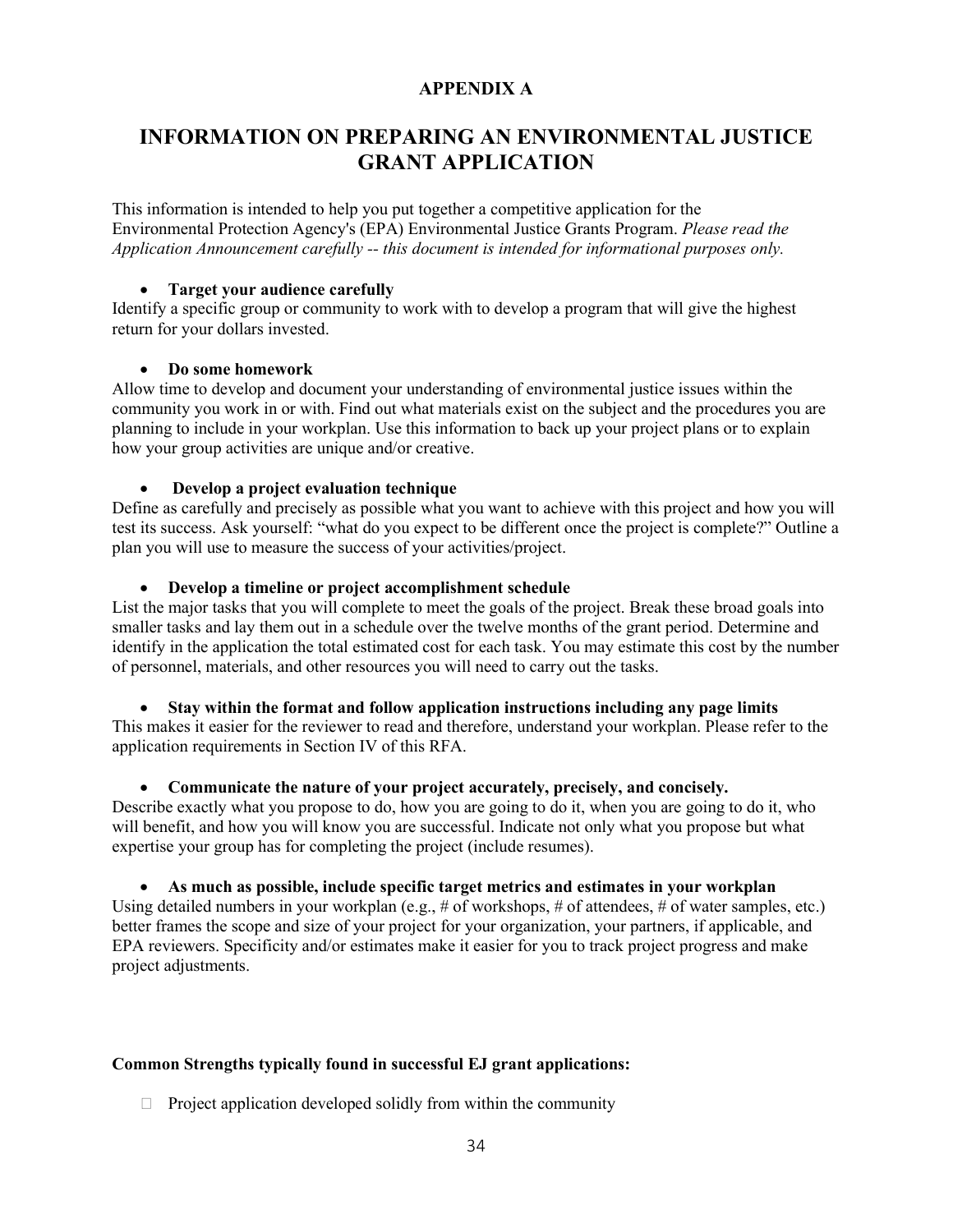**APPENDIX A**

# INFORMATION ON PREPARING AN ENVIRONMENTAL JUSTICE GRANT APPLICATION

This information is intended to help you put together a competitive application for the Environmental Protection Agency's (EPA) Environmental Justice Grants Program. *Please read the Application Announcement carefully -- this document is intended for informational purposes only.*

- **Target your audience carefully**

Identify a specific group or community to work with to develop a program that will give the highest return for your dollars invested.

- **Do some homework**

Allow time to develop and document your understanding of environmental justice issues within the community you work in or with. Find out what materials exist on the subject and the procedures you are planning to include in your workplan. Use this information to back up your project plans or to explain how your group activities are unique and/or creative.

- **Develop a project evaluation technique**

Define as carefully and precisely as possible what you want to achieve with this project and how you will test its success. Ask yourself: "what do you expect to be different once the project is complete?" Outline a plan you will use to measure the success of your activities/project.

- **Develop a timeline or project accomplishment schedule**

List the major tasks that you will complete to meet the goals of the project. Break these broad goals into smaller tasks and lay them out in a schedule over the twelve months of the grant period. Determine and identify in the application the total estimated cost for each task. You may estimate this cost by the number of personnel, materials, and other resources you will need to carry out the tasks.

- **Stay within the format and follow application instructions including any page limits**

This makes it easier for the reviewer to read and therefore, understand your workplan. Please refer to the application requirements in Section IV of this RFA.

- **Communicate the nature of your project accurately, precisely, and concisely.**

Describe exactly what you propose to do, how you are going to do it, when you are going to do it, who will benefit, and how you will know you are successful. Indicate not only what you propose but what expertise your group has for completing the project (include resumes).

- **As much as possible, include specific target metrics and estimates in your workplan**

Using detailed numbers in your workplan (e.g., # of workshops, # of attendees, # of water samples, etc.) better frames the scope and size of your project for your organization, your partners, if applicable, and EPA reviewers. Specificity and/or estimates make it easier for you to track project progress and make project adjustments.

**Common Strengths typically found in successful EJ grant applications:**

- Project application developed solidly from within the community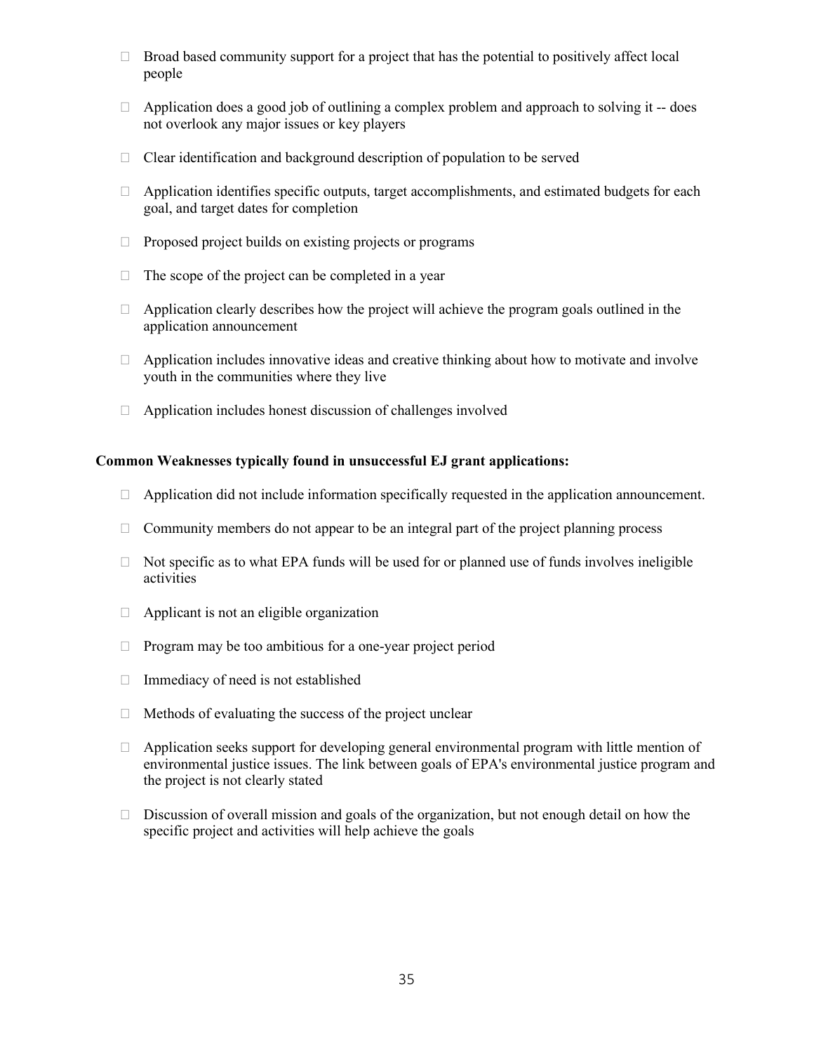- Broad based community support for a project that has the potential to positively affect local people
- Application does a good job of outlining a complex problem and approach to solving it -- does not overlook any major issues or key players
- Clear identification and background description of population to be served
- Application identifies specific outputs, target accomplishments, and estimated budgets for each goal, and target dates for completion
- Proposed project builds on existing projects or programs
- The scope of the project can be completed in a year
- Application clearly describes how the project will achieve the program goals outlined in the application announcement
- Application includes innovative ideas and creative thinking about how to motivate and involve youth in the communities where they live
- Application includes honest discussion of challenges involved

**Common Weaknesses typically found in unsuccessful EJ grant applications:**

- Application did not include information specifically requested in the application announcement.
- Community members do not appear to be an integral part of the project planning process
- Not specific as to what EPA funds will be used for or planned use of funds involves ineligible activities
- Applicant is not an eligible organization
- Program may be too ambitious for a one-year project period
- Immediacy of need is not established
- Methods of evaluating the success of the project unclear
- Application seeks support for developing general environmental program with little mention of environmental justice issues. The link between goals of EPA's environmental justice program and the project is not clearly stated
- Discussion of overall mission and goals of the organization, but not enough detail on how the specific project and activities will help achieve the goals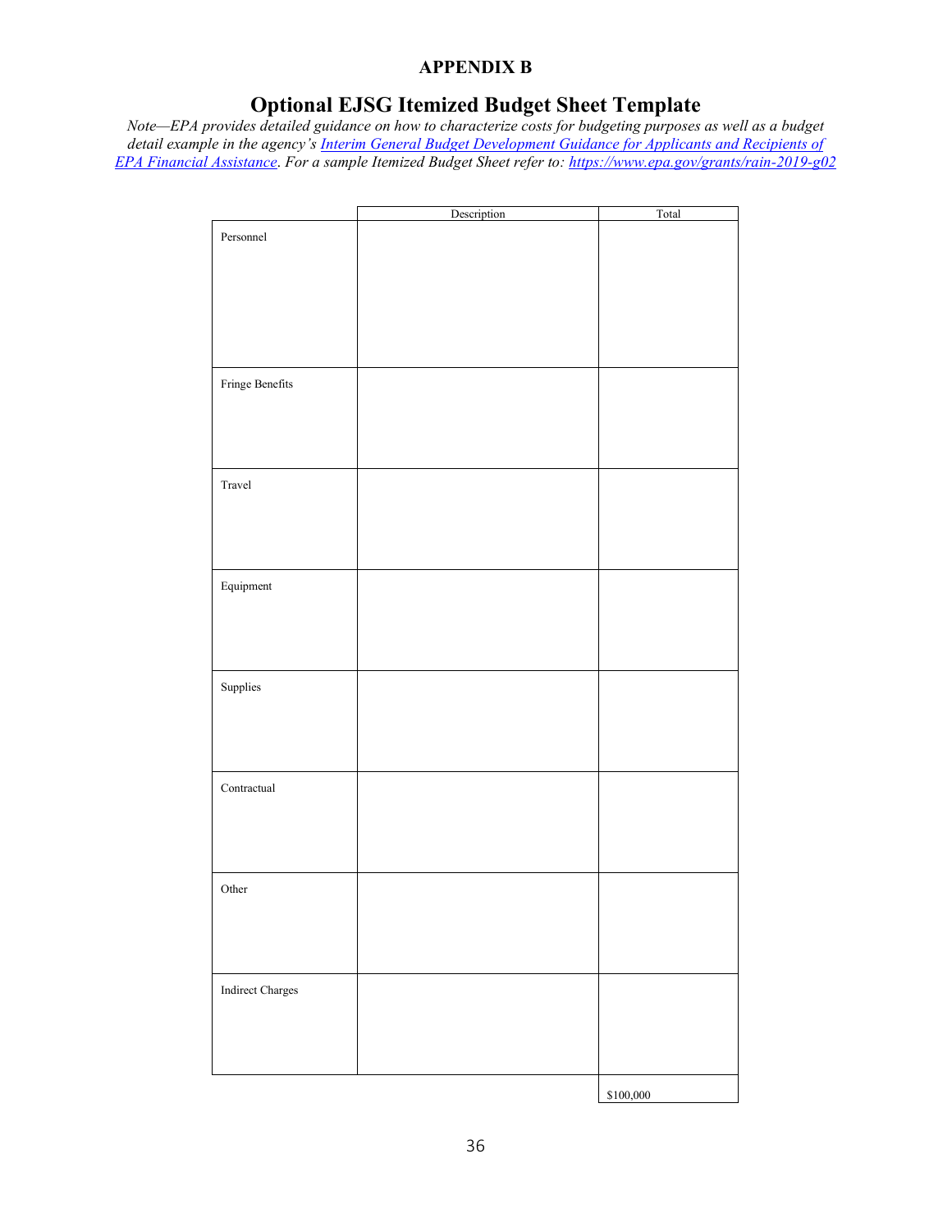**APPENDIX B**

## Optional EJSG Itemized Budget Sheet Template

*Note—EPA provides detailed guidance on how to characterize costs for budgeting purposes as well as a budget detail example in the agency's [Interim General Budget Development Guidance for Applicants and Recipients of EPA Financial Assistance](). For a sample Itemized Budget Sheet refer to: [https://www.epa.gov/grants/rain-2019-g02](https://www.epa.gov/grants/rain-2019-g02)*

| | Description | Total |
|---|---|---|
| Personnel | | |
| Fringe Benefits | | |
| Travel | | |
| Equipment | | |
| Supplies | | |
| Contractual | | |
| Other | | |
| Indirect Charges | | |
| | | $100,000 |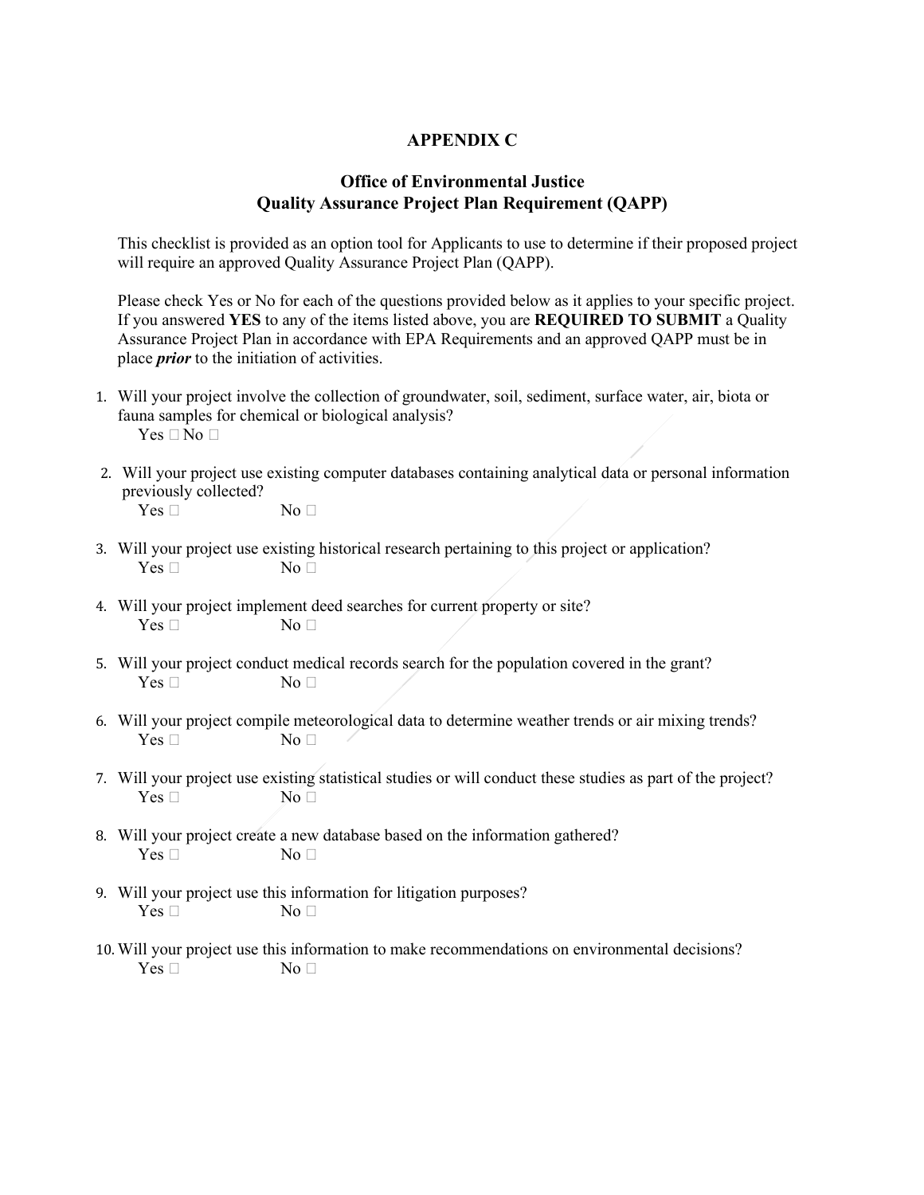# APPENDIX C

## Office of Environmental Justice
## Quality Assurance Project Plan Requirement (QAPP)

This checklist is provided as an option tool for Applicants to use to determine if their proposed project will require an approved Quality Assurance Project Plan (QAPP).

Please check Yes or No for each of the questions provided below as it applies to your specific project. If you answered **YES** to any of the items listed above, you are **REQUIRED TO SUBMIT** a Quality Assurance Project Plan in accordance with EPA Requirements and an approved QAPP must be in place ***prior*** to the initiation of activities.

1. Will your project involve the collection of groundwater, soil, sediment, surface water, air, biota or fauna samples for chemical or biological analysis?
   Yes ☐ No ☐

2. Will your project use existing computer databases containing analytical data or personal information previously collected?
   Yes ☐ No ☐

3. Will your project use existing historical research pertaining to this project or application?
   Yes ☐ No ☐

4. Will your project implement deed searches for current property or site?
   Yes ☐ No ☐

5. Will your project conduct medical records search for the population covered in the grant?
   Yes ☐ No ☐

6. Will your project compile meteorological data to determine weather trends or air mixing trends?
   Yes ☐ No ☐

7. Will your project use existing statistical studies or will conduct these studies as part of the project?
   Yes ☐ No ☐

8. Will your project create a new database based on the information gathered?
   Yes ☐ No ☐

9. Will your project use this information for litigation purposes?
   Yes ☐ No ☐

10. Will your project use this information to make recommendations on environmental decisions?
    Yes ☐ No ☐